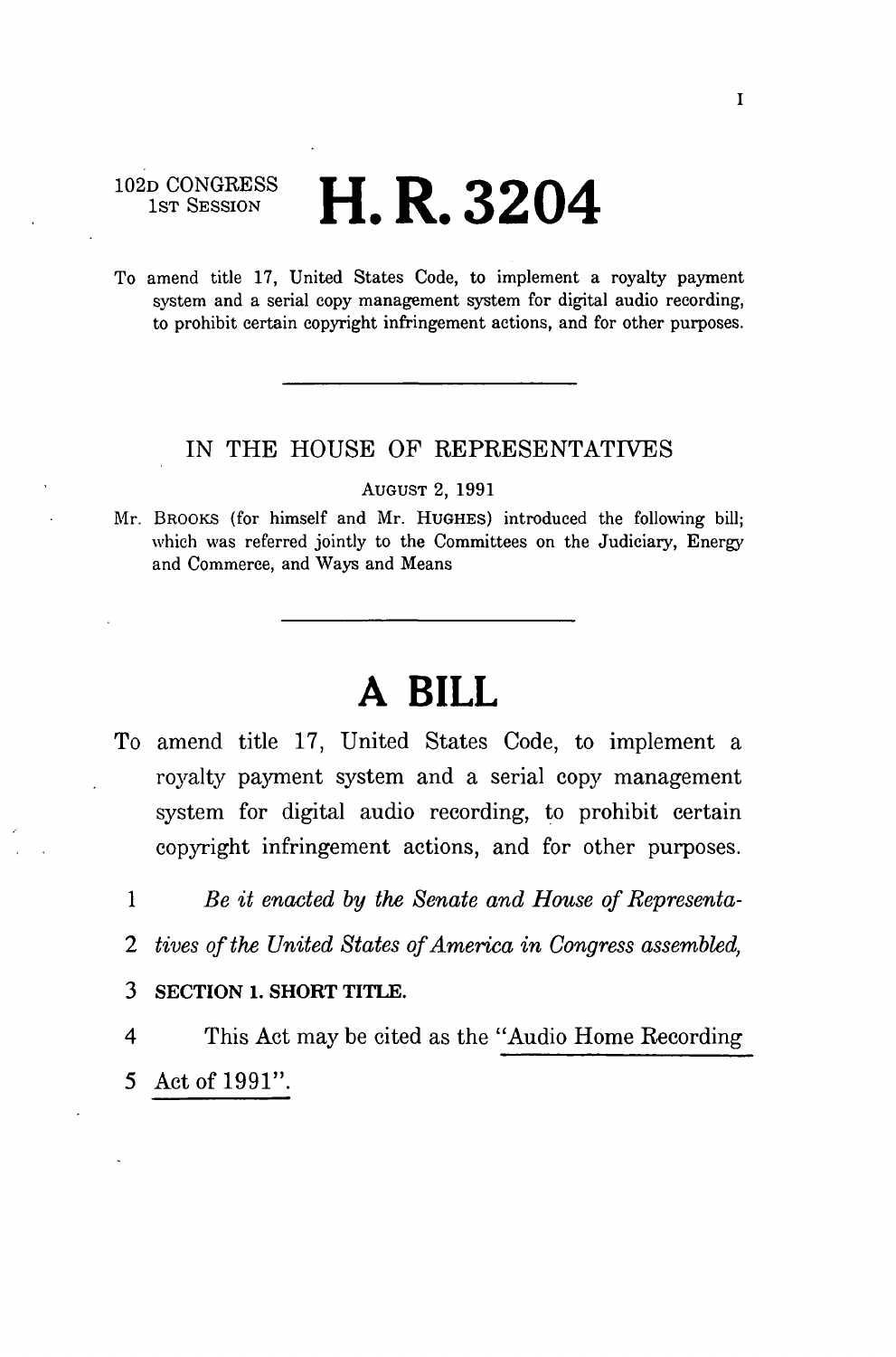102D CONGRESS
1ST SESSION

# H. R. 3204

To amend title 17, United States Code, to implement a royalty payment system and a serial copy management system for digital audio recording, to prohibit certain copyright infringement actions, and for other purposes.

---

IN THE HOUSE OF REPRESENTATIVES

AUGUST 2, 1991

Mr. BROOKS (for himself and Mr. HUGHES) introduced the following bill; which was referred jointly to the Committees on the Judiciary, Energy and Commerce, and Ways and Means

---

# A BILL

To amend title 17, United States Code, to implement a royalty payment system and a serial copy management system for digital audio recording, to prohibit certain copyright infringement actions, and for other purposes.

1 *Be it enacted by the Senate and House of Representa-*
2 *tives of the United States of America in Congress assembled,*
3 **SECTION 1. SHORT TITLE.**
4 This Act may be cited as the "Audio Home Recording
5 Act of 1991".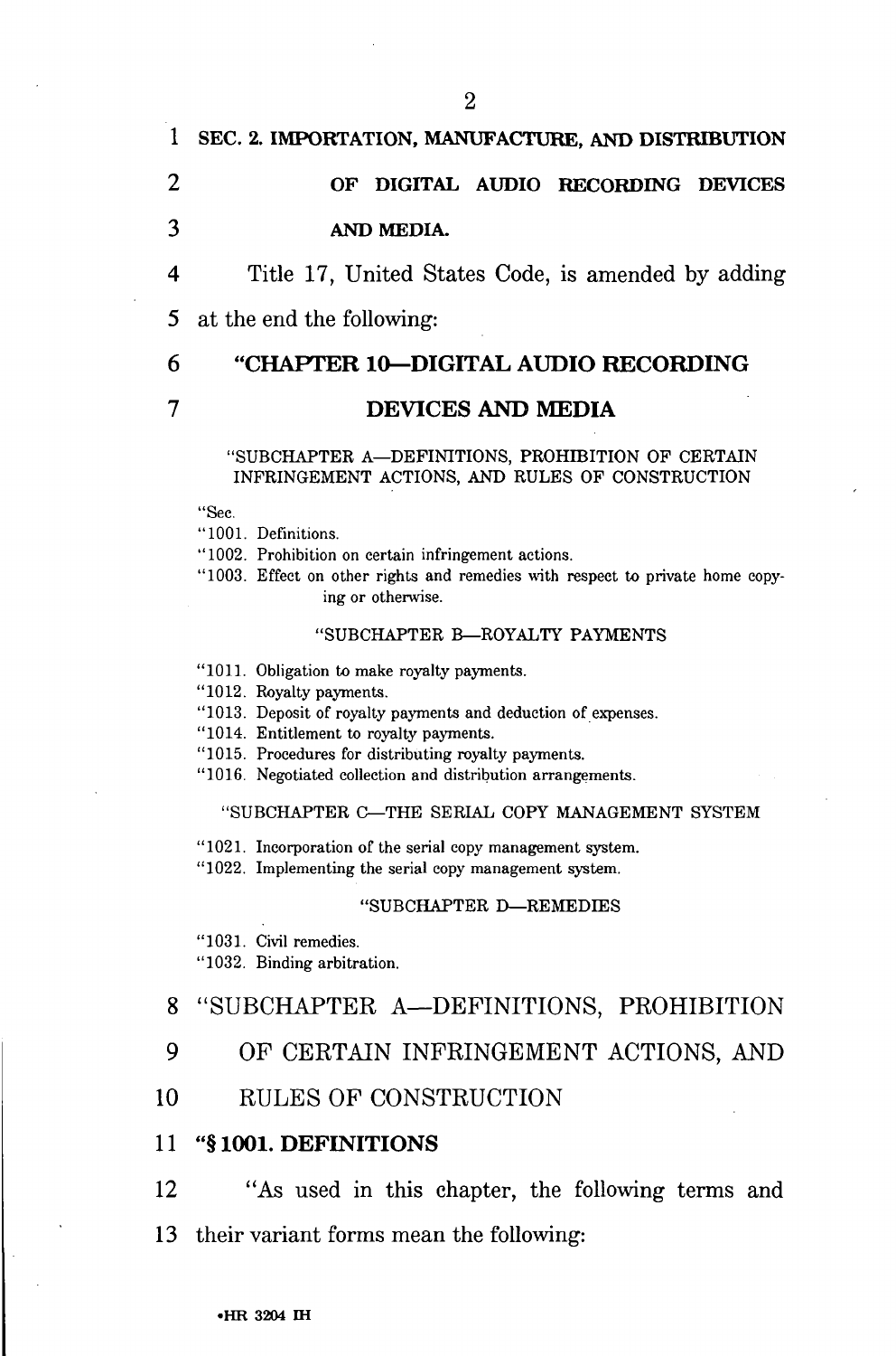SEC. 2. IMPORTATION, MANUFACTURE, AND DISTRIBUTION OF DIGITAL AUDIO RECORDING DEVICES AND MEDIA.

Title 17, United States Code, is amended by adding at the end the following:

## "CHAPTER 10—DIGITAL AUDIO RECORDING DEVICES AND MEDIA

"SUBCHAPTER A—DEFINITIONS, PROHIBITION OF CERTAIN INFRINGEMENT ACTIONS, AND RULES OF CONSTRUCTION

"Sec.

"1001. Definitions.

"1002. Prohibition on certain infringement actions.

"1003. Effect on other rights and remedies with respect to private home copying or otherwise.

"SUBCHAPTER B—ROYALTY PAYMENTS

"1011. Obligation to make royalty payments.

"1012. Royalty payments.

"1013. Deposit of royalty payments and deduction of expenses.

"1014. Entitlement to royalty payments.

"1015. Procedures for distributing royalty payments.

"1016. Negotiated collection and distribution arrangements.

"SUBCHAPTER C—THE SERIAL COPY MANAGEMENT SYSTEM

"1021. Incorporation of the serial copy management system.

"1022. Implementing the serial copy management system.

"SUBCHAPTER D—REMEDIES

"1031. Civil remedies.

"1032. Binding arbitration.

### "SUBCHAPTER A—DEFINITIONS, PROHIBITION OF CERTAIN INFRINGEMENT ACTIONS, AND RULES OF CONSTRUCTION

**"§ 1001. DEFINITIONS**

"As used in this chapter, the following terms and their variant forms mean the following: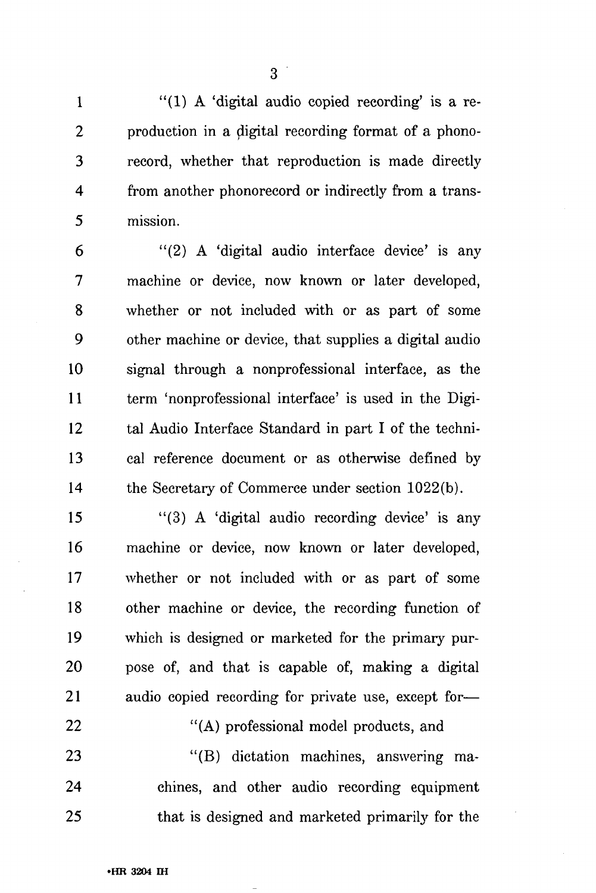"(1) A 'digital audio copied recording' is a reproduction in a digital recording format of a phonorecord, whether that reproduction is made directly from another phonorecord or indirectly from a transmission.

"(2) A 'digital audio interface device' is any machine or device, now known or later developed, whether or not included with or as part of some other machine or device, that supplies a digital audio signal through a nonprofessional interface, as the term 'nonprofessional interface' is used in the Digital Audio Interface Standard in part I of the technical reference document or as otherwise defined by the Secretary of Commerce under section 1022(b).

"(3) A 'digital audio recording device' is any machine or device, now known or later developed, whether or not included with or as part of some other machine or device, the recording function of which is designed or marketed for the primary purpose of, and that is capable of, making a digital audio copied recording for private use, except for—

"(A) professional model products, and

"(B) dictation machines, answering machines, and other audio recording equipment that is designed and marketed primarily for the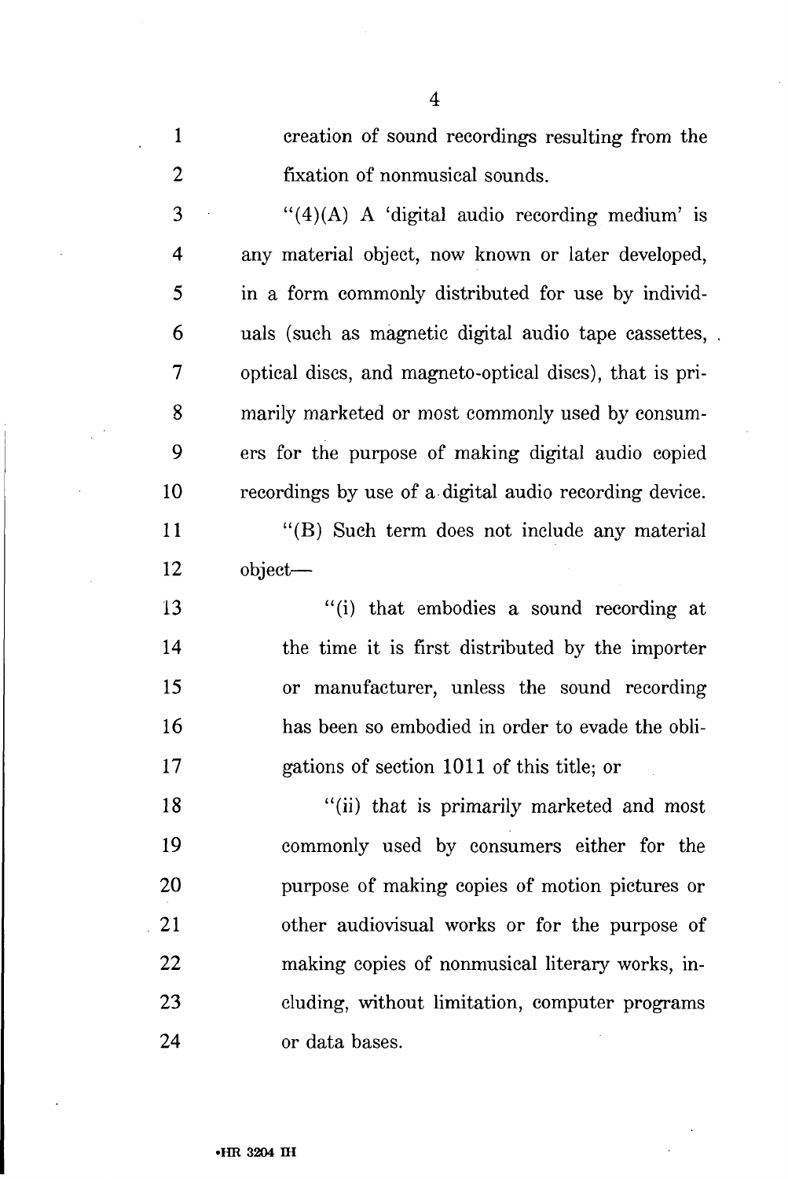creation of sound recordings resulting from the fixation of nonmusical sounds.

"(4)(A) A 'digital audio recording medium' is any material object, now known or later developed, in a form commonly distributed for use by individuals (such as magnetic digital audio tape cassettes, optical discs, and magneto-optical discs), that is primarily marketed or most commonly used by consumers for the purpose of making digital audio copied recordings by use of a digital audio recording device.

"(B) Such term does not include any material object—

"(i) that embodies a sound recording at the time it is first distributed by the importer or manufacturer, unless the sound recording has been so embodied in order to evade the obligations of section 1011 of this title; or

"(ii) that is primarily marketed and most commonly used by consumers either for the purpose of making copies of motion pictures or other audiovisual works or for the purpose of making copies of nonmusical literary works, including, without limitation, computer programs or data bases.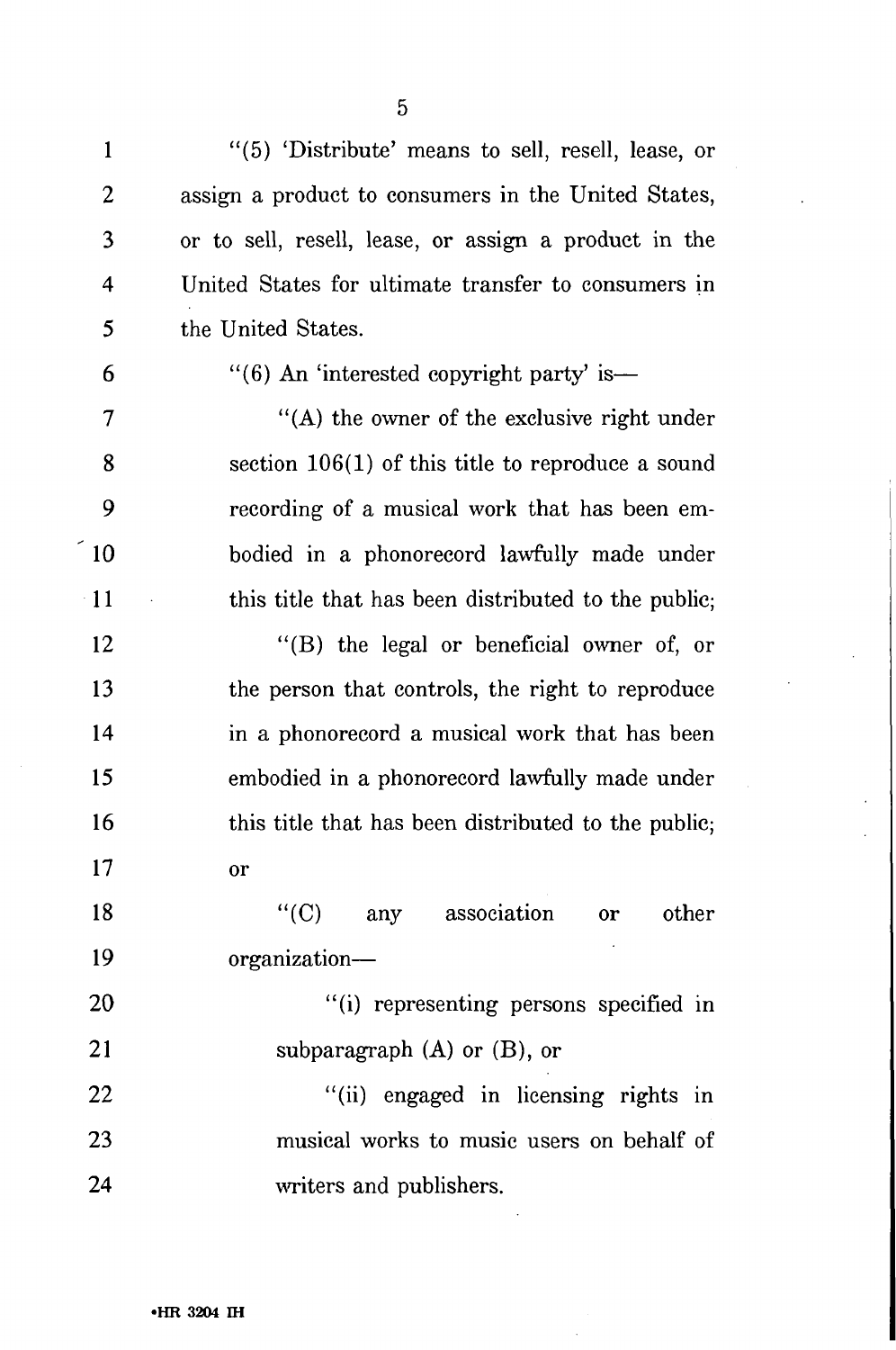"(5) 'Distribute' means to sell, resell, lease, or assign a product to consumers in the United States, or to sell, resell, lease, or assign a product in the United States for ultimate transfer to consumers in the United States.

"(6) An 'interested copyright party' is—

"(A) the owner of the exclusive right under section 106(1) of this title to reproduce a sound recording of a musical work that has been embodied in a phonorecord lawfully made under this title that has been distributed to the public;

"(B) the legal or beneficial owner of, or the person that controls, the right to reproduce in a phonorecord a musical work that has been embodied in a phonorecord lawfully made under this title that has been distributed to the public; or

"(C) any association or other organization—

"(i) representing persons specified in subparagraph (A) or (B), or

"(ii) engaged in licensing rights in musical works to music users on behalf of writers and publishers.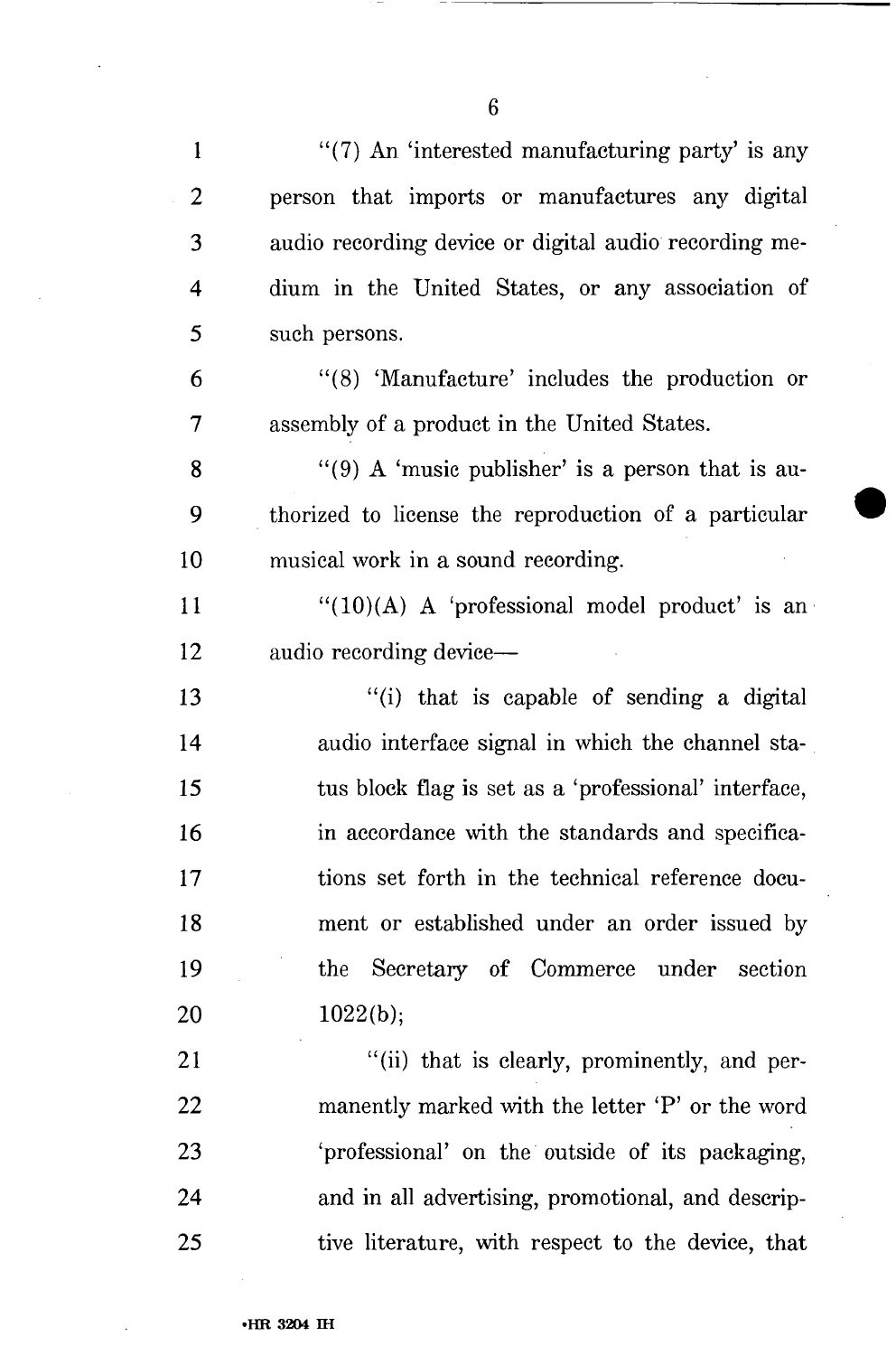"(7) An 'interested manufacturing party' is any person that imports or manufactures any digital audio recording device or digital audio recording medium in the United States, or any association of such persons.

"(8) 'Manufacture' includes the production or assembly of a product in the United States.

"(9) A 'music publisher' is a person that is authorized to license the reproduction of a particular musical work in a sound recording.

"(10)(A) A 'professional model product' is an audio recording device—

"(i) that is capable of sending a digital audio interface signal in which the channel status block flag is set as a 'professional' interface, in accordance with the standards and specifications set forth in the technical reference document or established under an order issued by the Secretary of Commerce under section 1022(b);

"(ii) that is clearly, prominently, and permanently marked with the letter 'P' or the word 'professional' on the outside of its packaging, and in all advertising, promotional, and descriptive literature, with respect to the device, that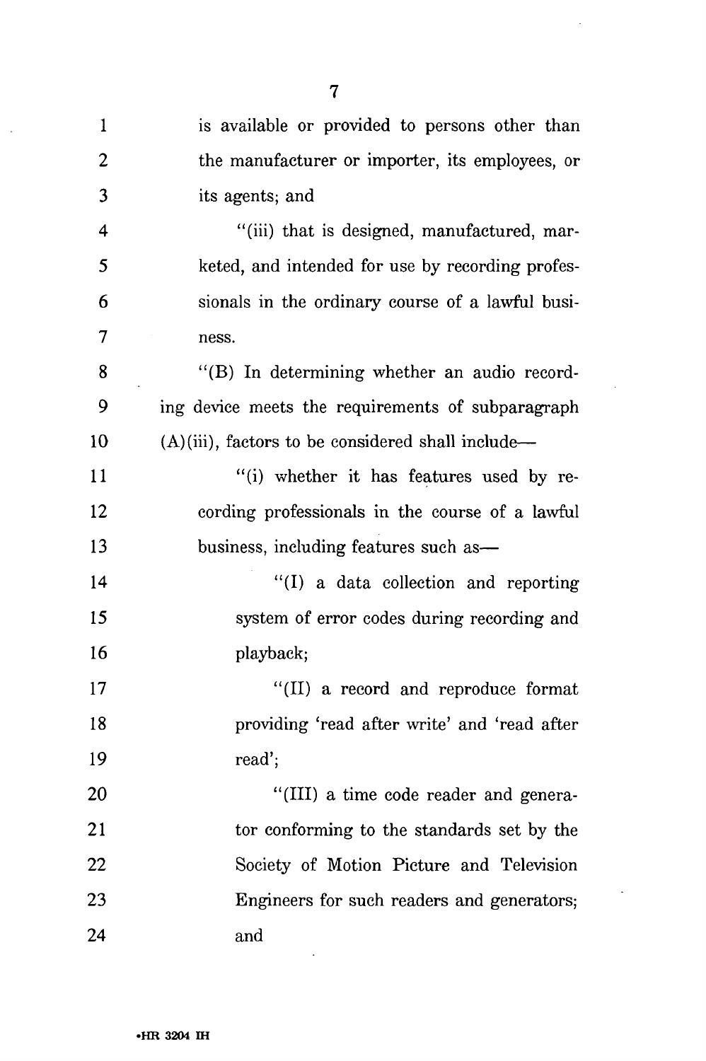is available or provided to persons other than the manufacturer or importer, its employees, or its agents; and

"(iii) that is designed, manufactured, marketed, and intended for use by recording professionals in the ordinary course of a lawful business.

"(B) In determining whether an audio recording device meets the requirements of subparagraph (A)(iii), factors to be considered shall include—

"(i) whether it has features used by recording professionals in the course of a lawful business, including features such as—

"(I) a data collection and reporting system of error codes during recording and playback;

"(II) a record and reproduce format providing 'read after write' and 'read after read';

"(III) a time code reader and generator conforming to the standards set by the Society of Motion Picture and Television Engineers for such readers and generators; and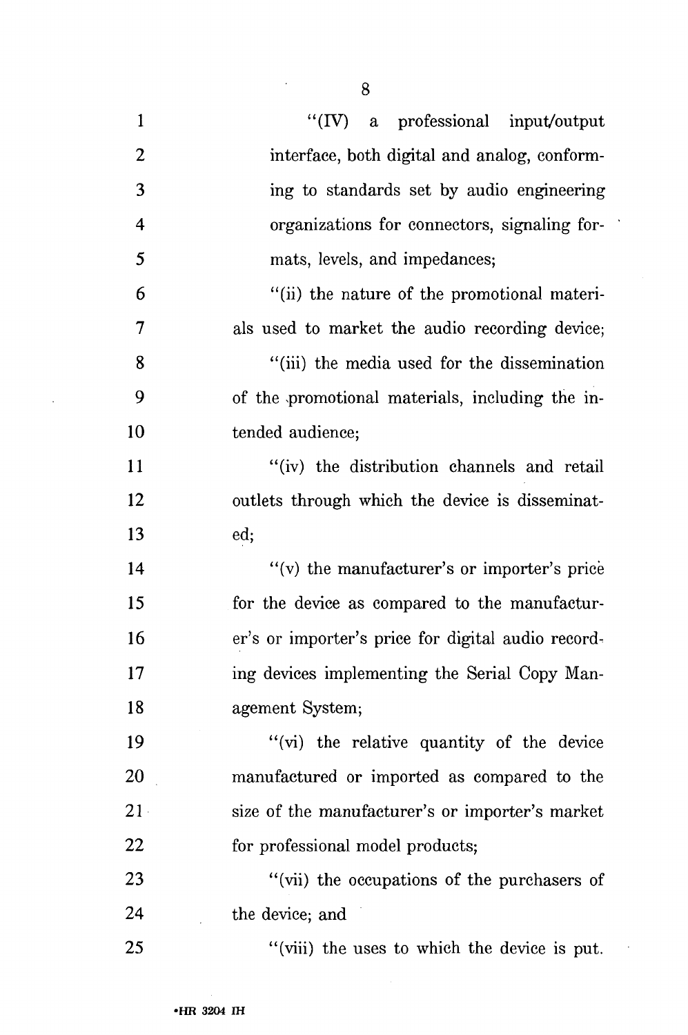"(IV) a professional input/output interface, both digital and analog, conforming to standards set by audio engineering organizations for connectors, signaling formats, levels, and impedances;

"(ii) the nature of the promotional materials used to market the audio recording device;

"(iii) the media used for the dissemination of the promotional materials, including the intended audience;

"(iv) the distribution channels and retail outlets through which the device is disseminated;

"(v) the manufacturer's or importer's price for the device as compared to the manufacturer's or importer's price for digital audio recording devices implementing the Serial Copy Management System;

"(vi) the relative quantity of the device manufactured or imported as compared to the size of the manufacturer's or importer's market for professional model products;

"(vii) the occupations of the purchasers of the device; and

"(viii) the uses to which the device is put.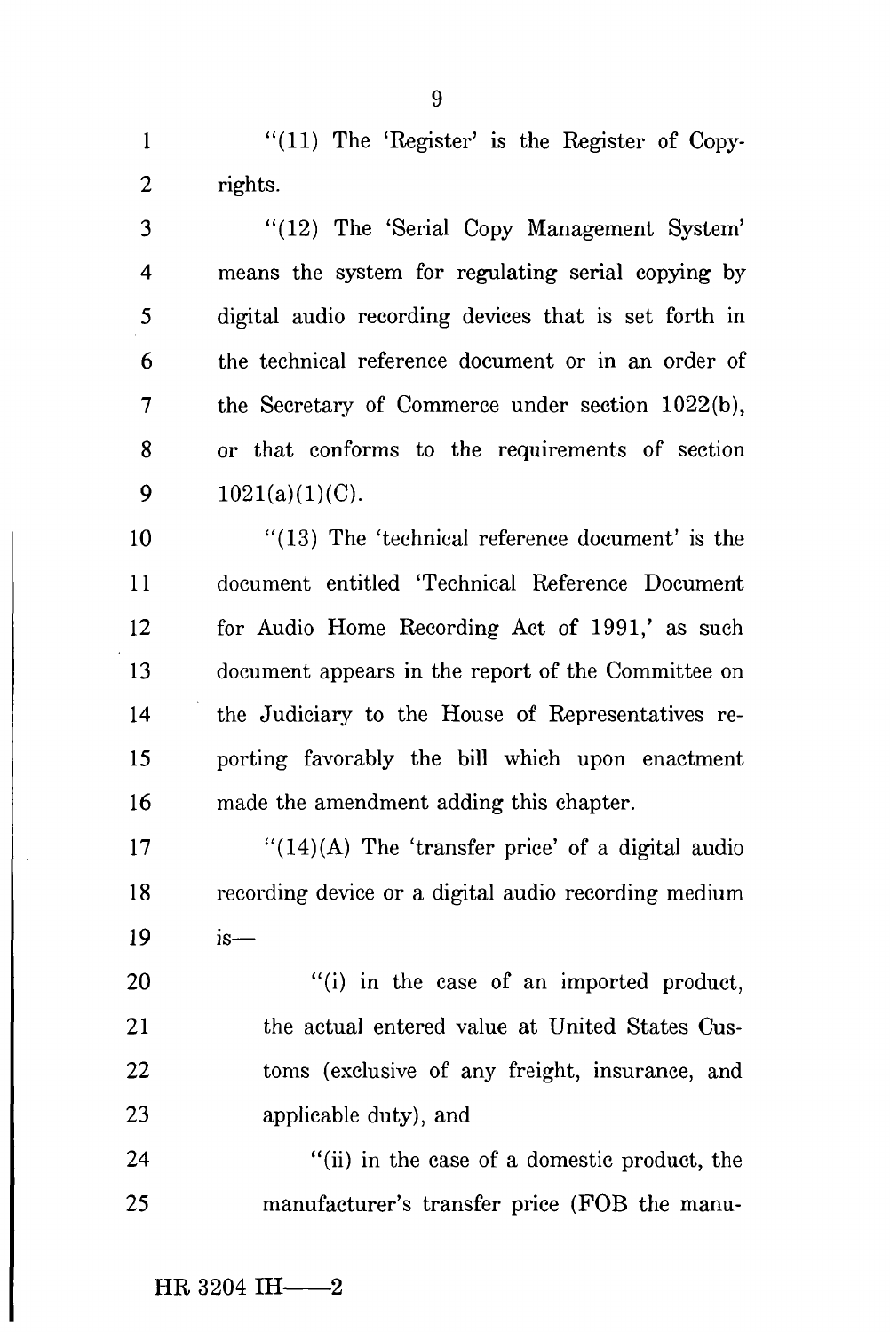"(11) The 'Register' is the Register of Copyrights.

"(12) The 'Serial Copy Management System' means the system for regulating serial copying by digital audio recording devices that is set forth in the technical reference document or in an order of the Secretary of Commerce under section 1022(b), or that conforms to the requirements of section 1021(a)(1)(C).

"(13) The 'technical reference document' is the document entitled 'Technical Reference Document for Audio Home Recording Act of 1991,' as such document appears in the report of the Committee on the Judiciary to the House of Representatives reporting favorably the bill which upon enactment made the amendment adding this chapter.

"(14)(A) The 'transfer price' of a digital audio recording device or a digital audio recording medium is—

"(i) in the case of an imported product, the actual entered value at United States Customs (exclusive of any freight, insurance, and applicable duty), and

"(ii) in the case of a domestic product, the manufacturer's transfer price (FOB the manu-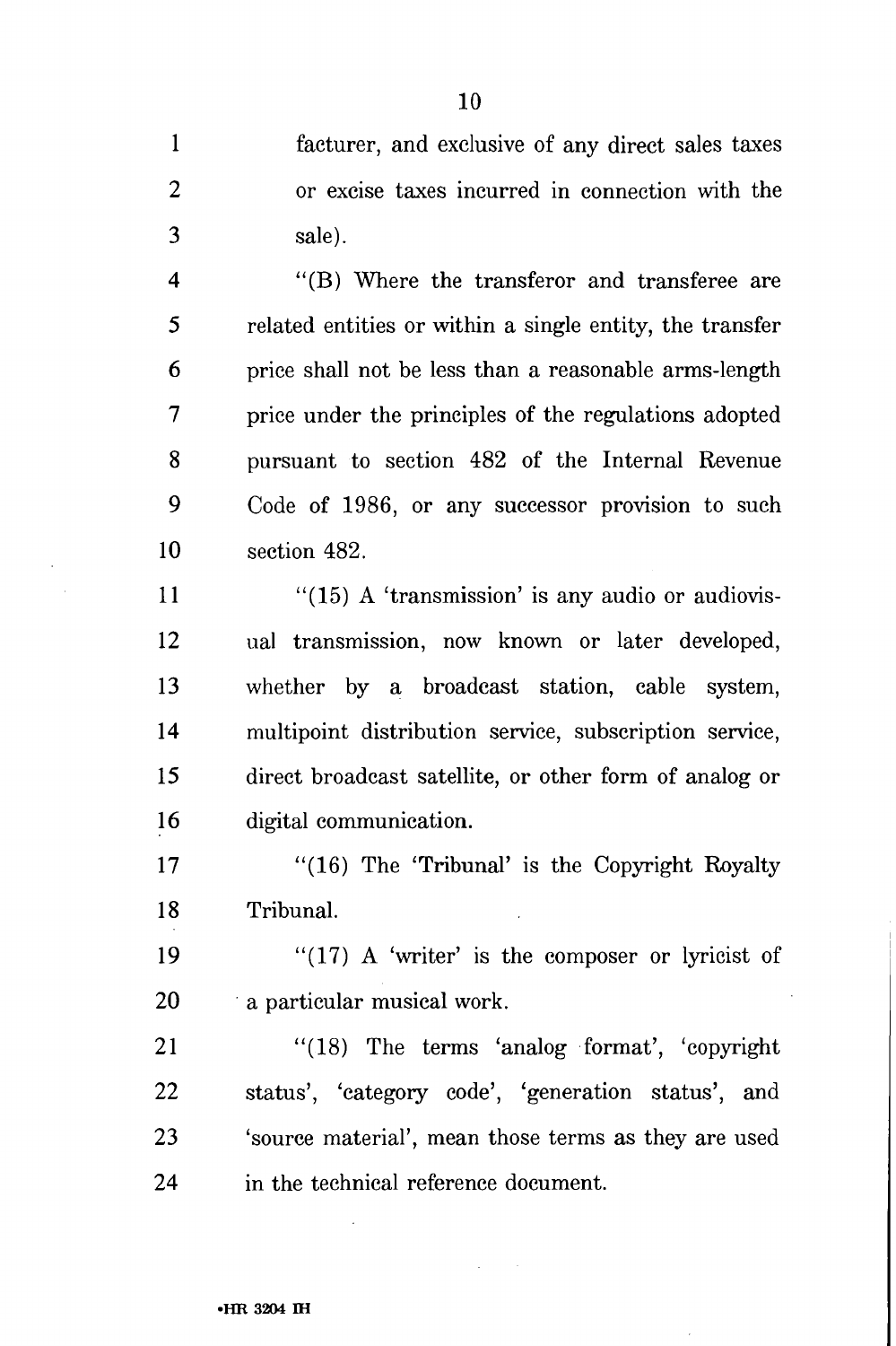facturer, and exclusive of any direct sales taxes or excise taxes incurred in connection with the sale).

"(B) Where the transferor and transferee are related entities or within a single entity, the transfer price shall not be less than a reasonable arms-length price under the principles of the regulations adopted pursuant to section 482 of the Internal Revenue Code of 1986, or any successor provision to such section 482.

"(15) A 'transmission' is any audio or audiovisual transmission, now known or later developed, whether by a broadcast station, cable system, multipoint distribution service, subscription service, direct broadcast satellite, or other form of analog or digital communication.

"(16) The 'Tribunal' is the Copyright Royalty Tribunal.

"(17) A 'writer' is the composer or lyricist of a particular musical work.

"(18) The terms 'analog format', 'copyright status', 'category code', 'generation status', and 'source material', mean those terms as they are used in the technical reference document.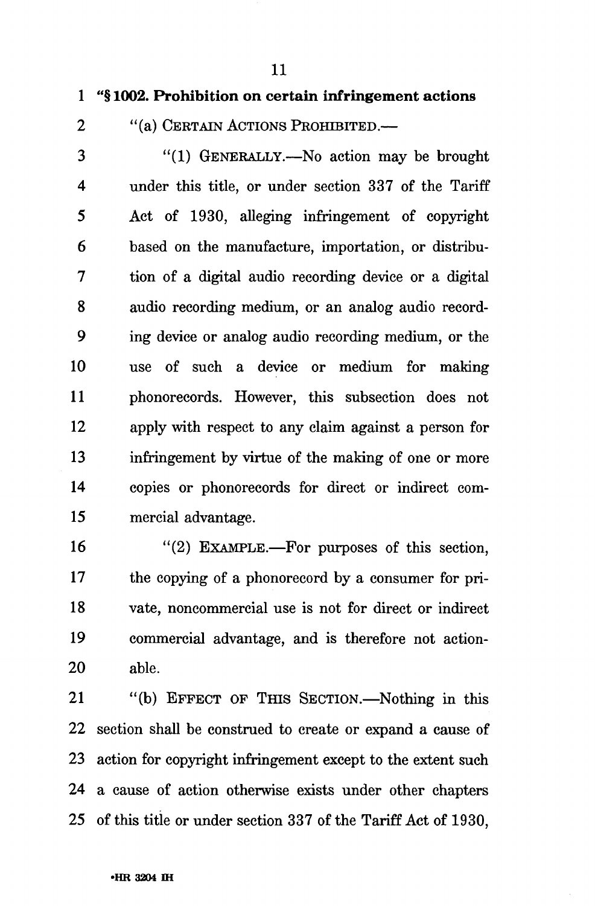"§ 1002. Prohibition on certain infringement actions

"(a) CERTAIN ACTIONS PROHIBITED.—

"(1) GENERALLY.—No action may be brought under this title, or under section 337 of the Tariff Act of 1930, alleging infringement of copyright based on the manufacture, importation, or distribution of a digital audio recording device or a digital audio recording medium, or an analog audio recording device or analog audio recording medium, or the use of such a device or medium for making phonorecords. However, this subsection does not apply with respect to any claim against a person for infringement by virtue of the making of one or more copies or phonorecords for direct or indirect commercial advantage.

"(2) EXAMPLE.—For purposes of this section, the copying of a phonorecord by a consumer for private, noncommercial use is not for direct or indirect commercial advantage, and is therefore not actionable.

"(b) EFFECT OF THIS SECTION.—Nothing in this section shall be construed to create or expand a cause of action for copyright infringement except to the extent such a cause of action otherwise exists under other chapters of this title or under section 337 of the Tariff Act of 1930,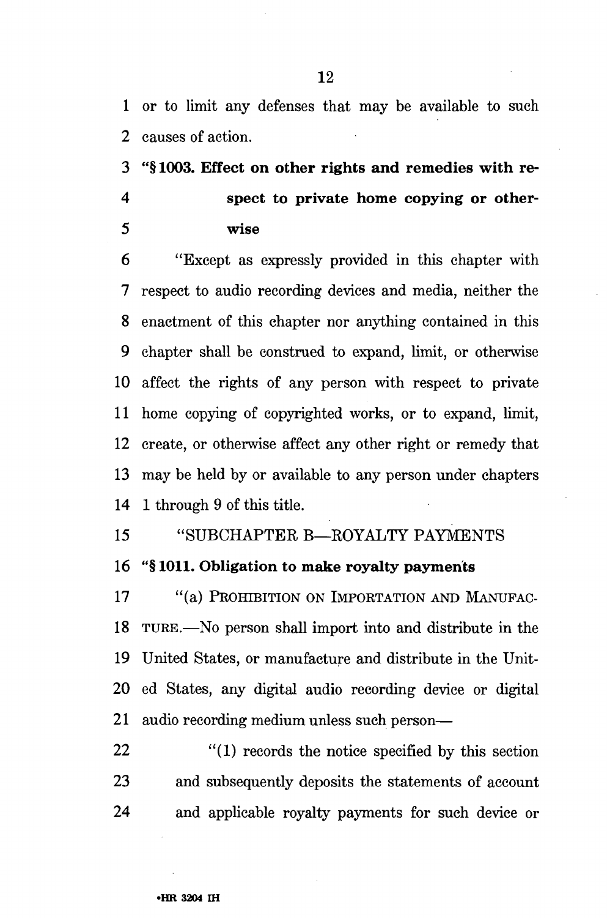or to limit any defenses that may be available to such causes of action.

**"§ 1003. Effect on other rights and remedies with respect to private home copying or otherwise**

"Except as expressly provided in this chapter with respect to audio recording devices and media, neither the enactment of this chapter nor anything contained in this chapter shall be construed to expand, limit, or otherwise affect the rights of any person with respect to private home copying of copyrighted works, or to expand, limit, create, or otherwise affect any other right or remedy that may be held by or available to any person under chapters 1 through 9 of this title.

"SUBCHAPTER B—ROYALTY PAYMENTS

**"§ 1011. Obligation to make royalty payments**

"(a) PROHIBITION ON IMPORTATION AND MANUFACTURE.—No person shall import into and distribute in the United States, or manufacture and distribute in the United States, any digital audio recording device or digital audio recording medium unless such person—

"(1) records the notice specified by this section and subsequently deposits the statements of account and applicable royalty payments for such device or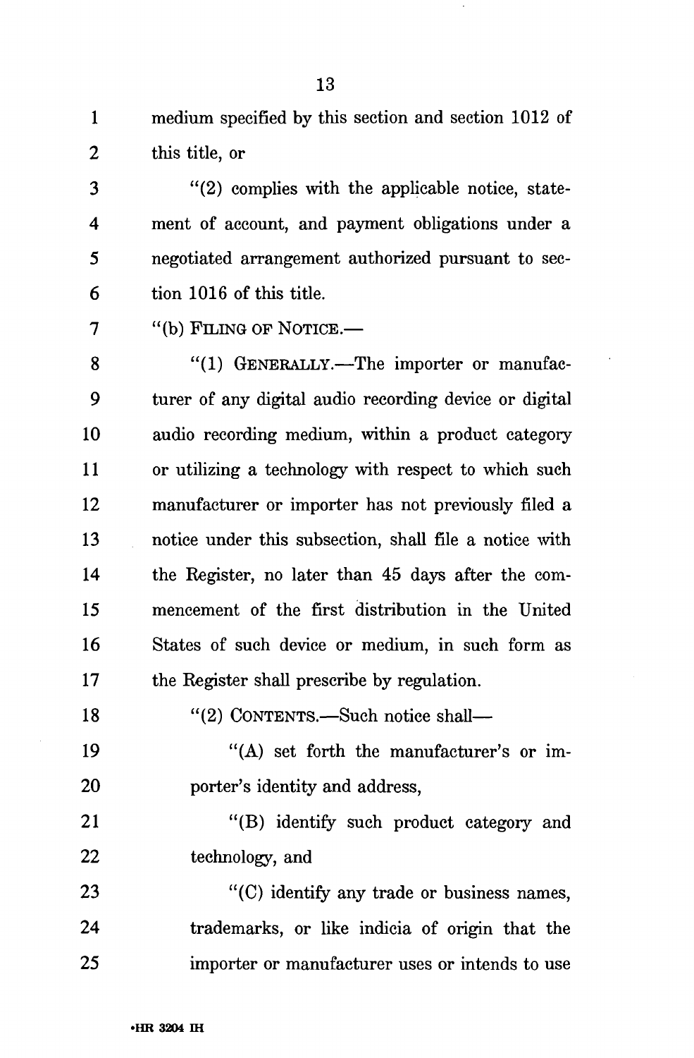medium specified by this section and section 1012 of this title, or

"(2) complies with the applicable notice, statement of account, and payment obligations under a negotiated arrangement authorized pursuant to section 1016 of this title.

"(b) FILING OF NOTICE.—

"(1) GENERALLY.—The importer or manufacturer of any digital audio recording device or digital audio recording medium, within a product category or utilizing a technology with respect to which such manufacturer or importer has not previously filed a notice under this subsection, shall file a notice with the Register, no later than 45 days after the commencement of the first distribution in the United States of such device or medium, in such form as the Register shall prescribe by regulation.

"(2) CONTENTS.—Such notice shall—

"(A) set forth the manufacturer's or importer's identity and address,

"(B) identify such product category and technology, and

"(C) identify any trade or business names, trademarks, or like indicia of origin that the importer or manufacturer uses or intends to use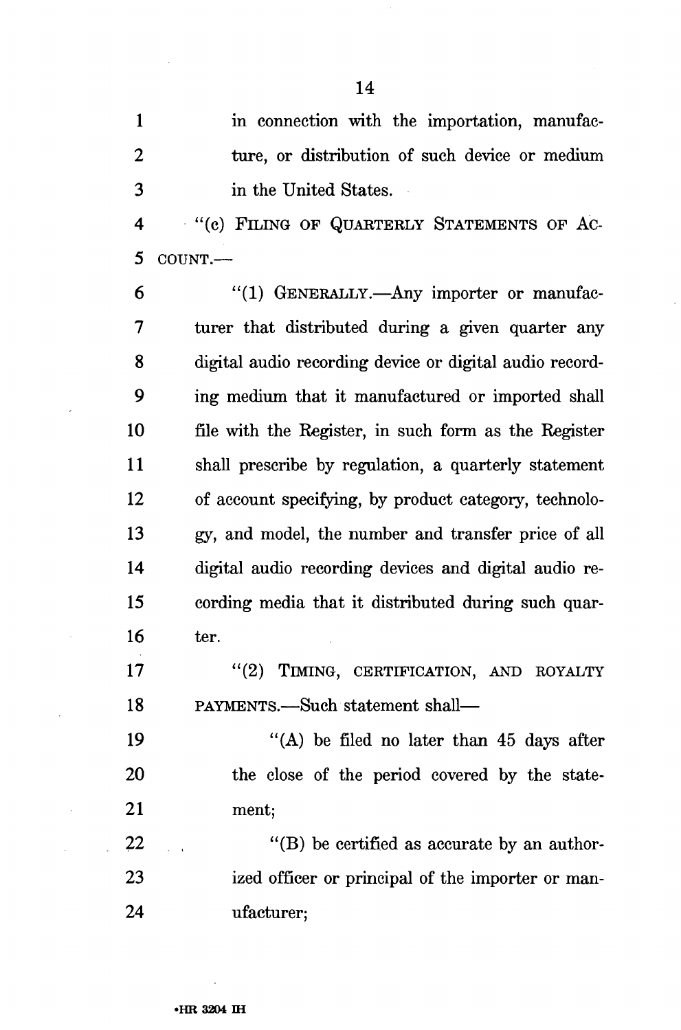in connection with the importation, manufacture, or distribution of such device or medium in the United States.

"(c) FILING OF QUARTERLY STATEMENTS OF ACCOUNT.—

"(1) GENERALLY.—Any importer or manufacturer that distributed during a given quarter any digital audio recording device or digital audio recording medium that it manufactured or imported shall file with the Register, in such form as the Register shall prescribe by regulation, a quarterly statement of account specifying, by product category, technology, and model, the number and transfer price of all digital audio recording devices and digital audio recording media that it distributed during such quarter.

"(2) TIMING, CERTIFICATION, AND ROYALTY PAYMENTS.—Such statement shall—

"(A) be filed no later than 45 days after the close of the period covered by the statement;

"(B) be certified as accurate by an authorized officer or principal of the importer or manufacturer;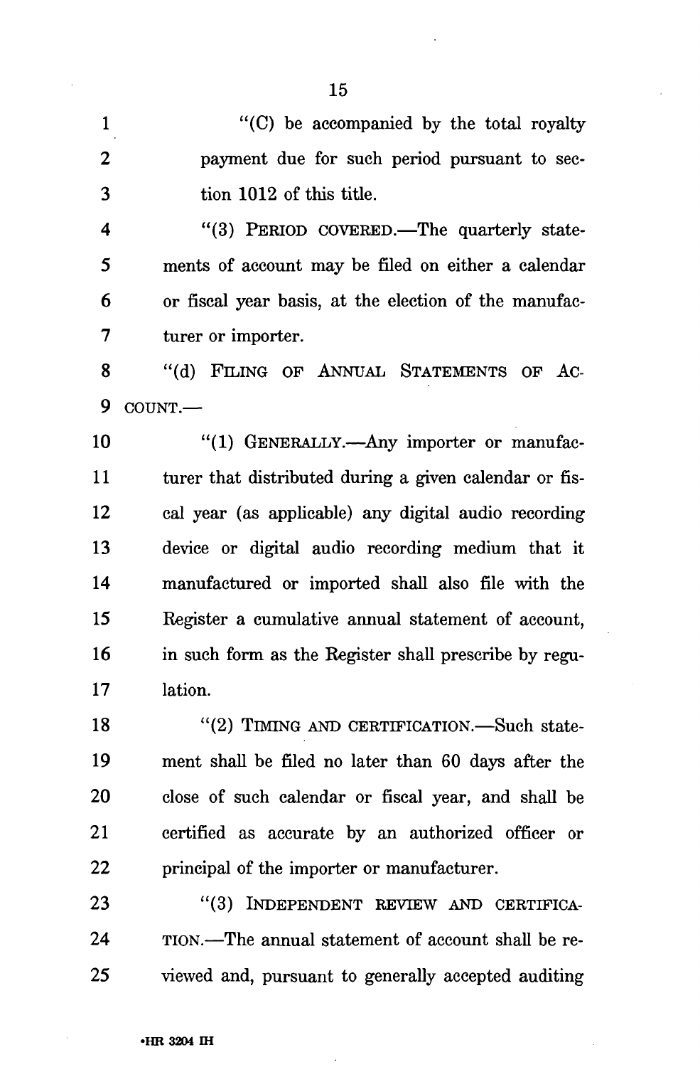"(C) be accompanied by the total royalty payment due for such period pursuant to section 1012 of this title.

"(3) PERIOD COVERED.—The quarterly statements of account may be filed on either a calendar or fiscal year basis, at the election of the manufacturer or importer.

"(d) FILING OF ANNUAL STATEMENTS OF ACCOUNT.—

"(1) GENERALLY.—Any importer or manufacturer that distributed during a given calendar or fiscal year (as applicable) any digital audio recording device or digital audio recording medium that it manufactured or imported shall also file with the Register a cumulative annual statement of account, in such form as the Register shall prescribe by regulation.

"(2) TIMING AND CERTIFICATION.—Such statement shall be filed no later than 60 days after the close of such calendar or fiscal year, and shall be certified as accurate by an authorized officer or principal of the importer or manufacturer.

"(3) INDEPENDENT REVIEW AND CERTIFICATION.—The annual statement of account shall be reviewed and, pursuant to generally accepted auditing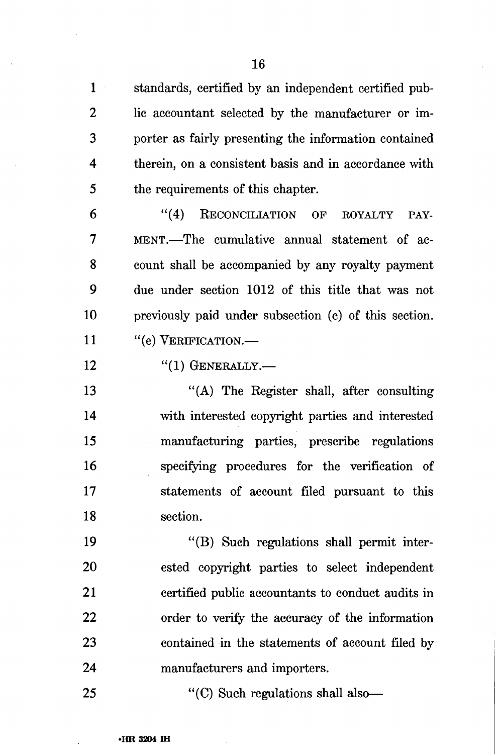standards, certified by an independent certified public accountant selected by the manufacturer or importer as fairly presenting the information contained therein, on a consistent basis and in accordance with the requirements of this chapter.

"(4) RECONCILIATION OF ROYALTY PAYMENT.—The cumulative annual statement of account shall be accompanied by any royalty payment due under section 1012 of this title that was not previously paid under subsection (c) of this section.

"(e) VERIFICATION.—

"(1) GENERALLY.—

"(A) The Register shall, after consulting with interested copyright parties and interested manufacturing parties, prescribe regulations specifying procedures for the verification of statements of account filed pursuant to this section.

"(B) Such regulations shall permit interested copyright parties to select independent certified public accountants to conduct audits in order to verify the accuracy of the information contained in the statements of account filed by manufacturers and importers.

"(C) Such regulations shall also—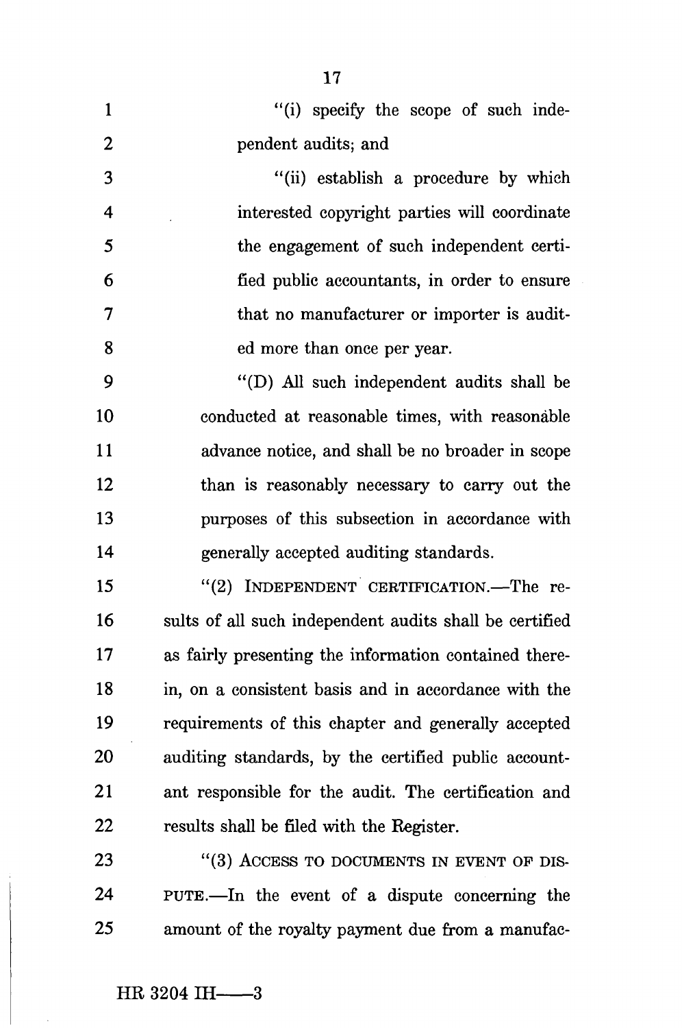"(i) specify the scope of such independent audits; and

"(ii) establish a procedure by which interested copyright parties will coordinate the engagement of such independent certified public accountants, in order to ensure that no manufacturer or importer is audited more than once per year.

"(D) All such independent audits shall be conducted at reasonable times, with reasonable advance notice, and shall be no broader in scope than is reasonably necessary to carry out the purposes of this subsection in accordance with generally accepted auditing standards.

"(2) INDEPENDENT CERTIFICATION.—The results of all such independent audits shall be certified as fairly presenting the information contained therein, on a consistent basis and in accordance with the requirements of this chapter and generally accepted auditing standards, by the certified public accountant responsible for the audit. The certification and results shall be filed with the Register.

"(3) ACCESS TO DOCUMENTS IN EVENT OF DISPUTE.—In the event of a dispute concerning the amount of the royalty payment due from a manufac-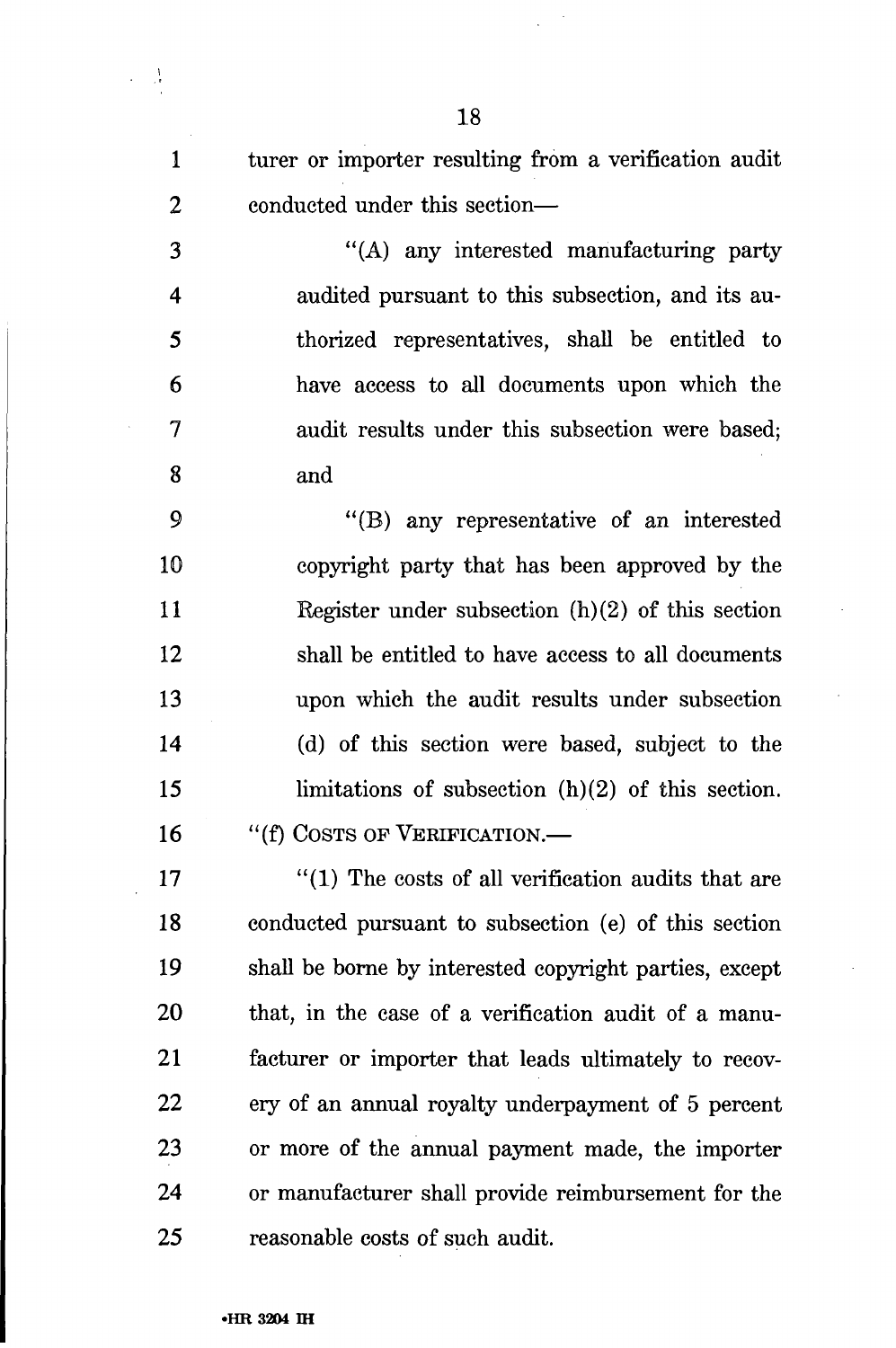turer or importer resulting from a verification audit conducted under this section—

"(A) any interested manufacturing party audited pursuant to this subsection, and its authorized representatives, shall be entitled to have access to all documents upon which the audit results under this subsection were based; and

"(B) any representative of an interested copyright party that has been approved by the Register under subsection (h)(2) of this section shall be entitled to have access to all documents upon which the audit results under subsection (d) of this section were based, subject to the limitations of subsection (h)(2) of this section.

"(f) COSTS OF VERIFICATION.—

"(1) The costs of all verification audits that are conducted pursuant to subsection (e) of this section shall be borne by interested copyright parties, except that, in the case of a verification audit of a manufacturer or importer that leads ultimately to recovery of an annual royalty underpayment of 5 percent or more of the annual payment made, the importer or manufacturer shall provide reimbursement for the reasonable costs of such audit.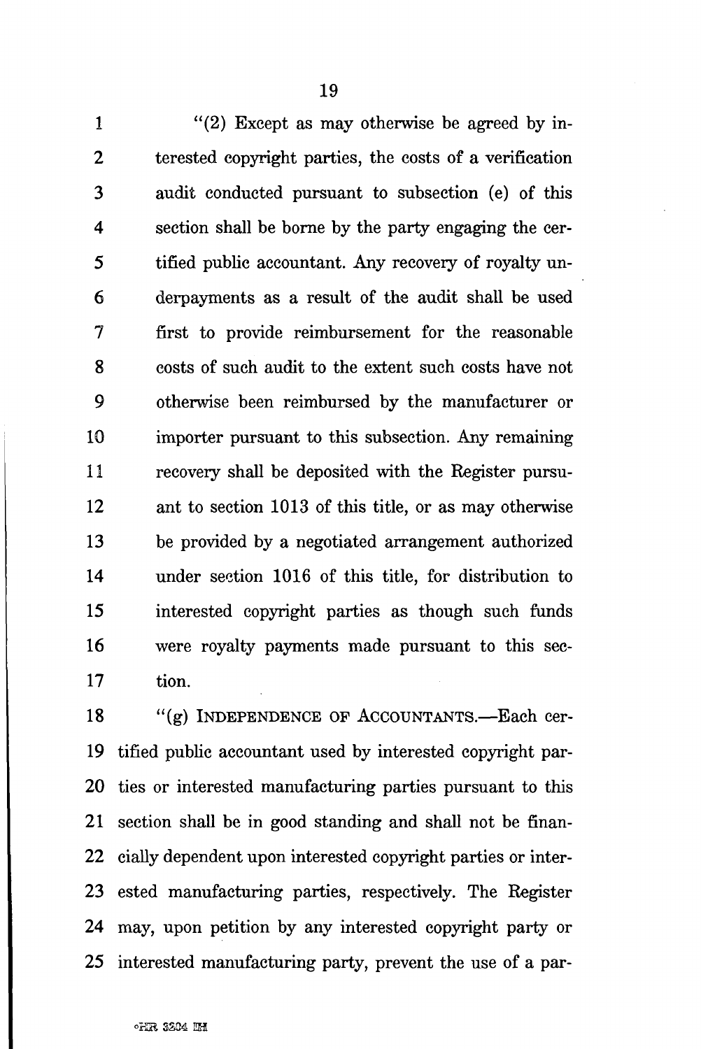"(2) Except as may otherwise be agreed by interested copyright parties, the costs of a verification audit conducted pursuant to subsection (e) of this section shall be borne by the party engaging the certified public accountant. Any recovery of royalty underpayments as a result of the audit shall be used first to provide reimbursement for the reasonable costs of such audit to the extent such costs have not otherwise been reimbursed by the manufacturer or importer pursuant to this subsection. Any remaining recovery shall be deposited with the Register pursuant to section 1013 of this title, or as may otherwise be provided by a negotiated arrangement authorized under section 1016 of this title, for distribution to interested copyright parties as though such funds were royalty payments made pursuant to this section.

"(g) INDEPENDENCE OF ACCOUNTANTS.—Each certified public accountant used by interested copyright parties or interested manufacturing parties pursuant to this section shall be in good standing and shall not be financially dependent upon interested copyright parties or interested manufacturing parties, respectively. The Register may, upon petition by any interested copyright party or interested manufacturing party, prevent the use of a par-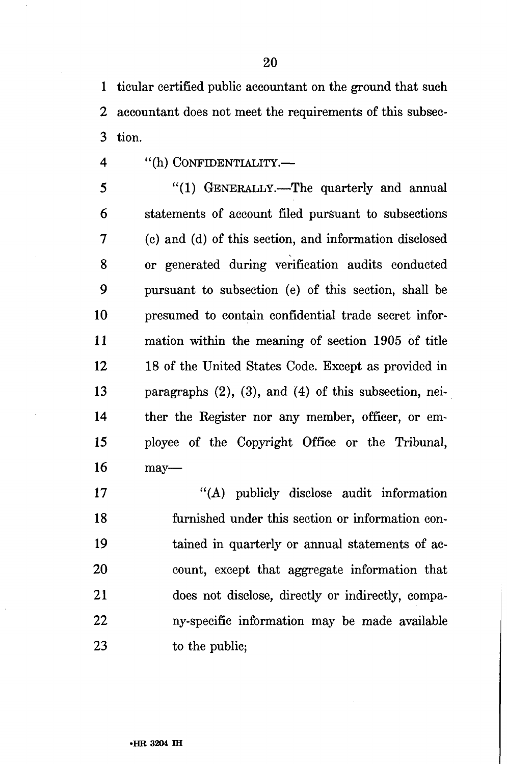ticular certified public accountant on the ground that such accountant does not meet the requirements of this subsection.

"(h) CONFIDENTIALITY.—

"(1) GENERALLY.—The quarterly and annual statements of account filed pursuant to subsections (c) and (d) of this section, and information disclosed or generated during verification audits conducted pursuant to subsection (e) of this section, shall be presumed to contain confidential trade secret information within the meaning of section 1905 of title 18 of the United States Code. Except as provided in paragraphs (2), (3), and (4) of this subsection, neither the Register nor any member, officer, or employee of the Copyright Office or the Tribunal, may—

"(A) publicly disclose audit information furnished under this section or information contained in quarterly or annual statements of account, except that aggregate information that does not disclose, directly or indirectly, company-specific information may be made available to the public;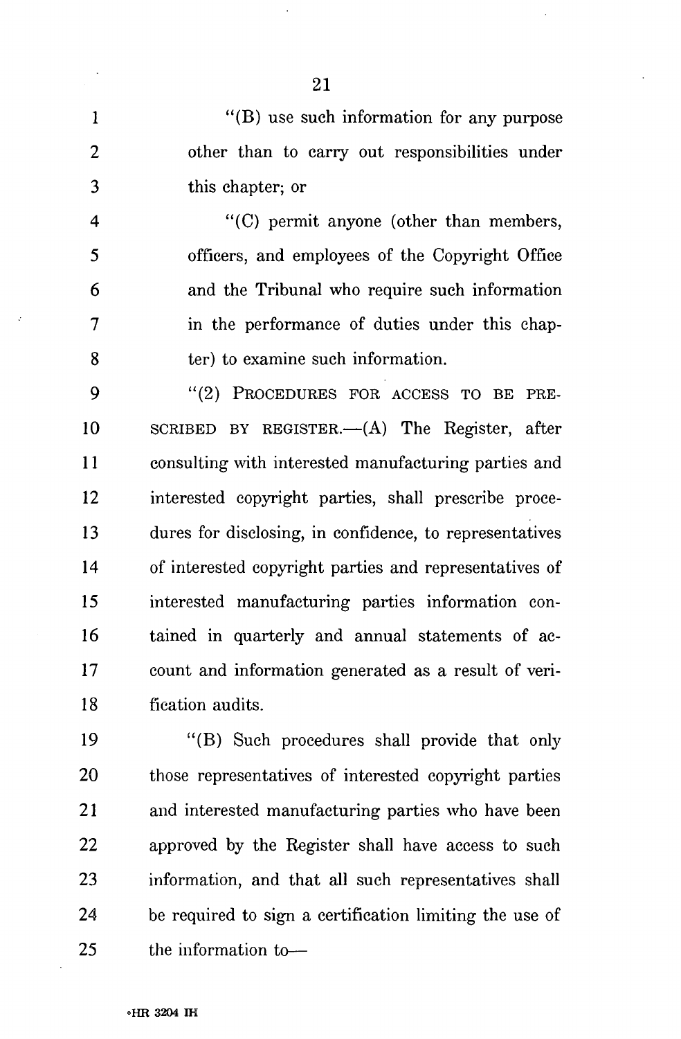"(B) use such information for any purpose other than to carry out responsibilities under this chapter; or

"(C) permit anyone (other than members, officers, and employees of the Copyright Office and the Tribunal who require such information in the performance of duties under this chapter) to examine such information.

"(2) PROCEDURES FOR ACCESS TO BE PRESCRIBED BY REGISTER.—(A) The Register, after consulting with interested manufacturing parties and interested copyright parties, shall prescribe procedures for disclosing, in confidence, to representatives of interested copyright parties and representatives of interested manufacturing parties information contained in quarterly and annual statements of account and information generated as a result of verification audits.

"(B) Such procedures shall provide that only those representatives of interested copyright parties and interested manufacturing parties who have been approved by the Register shall have access to such information, and that all such representatives shall be required to sign a certification limiting the use of the information to—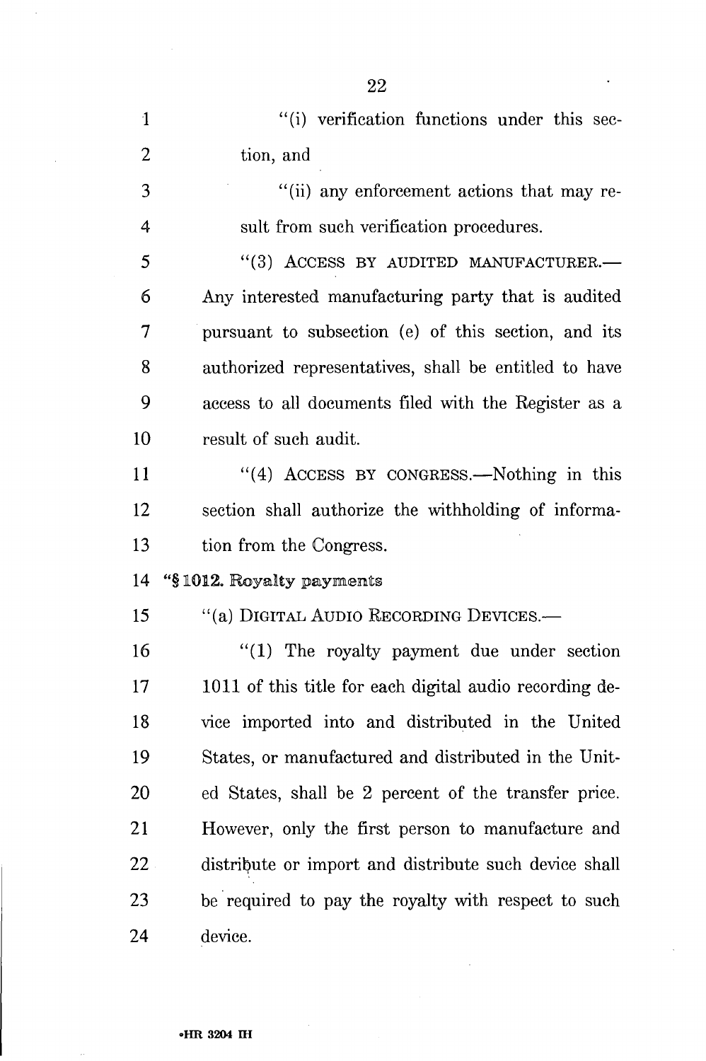"(i) verification functions under this section, and

"(ii) any enforcement actions that may result from such verification procedures.

"(3) ACCESS BY AUDITED MANUFACTURER.—Any interested manufacturing party that is audited pursuant to subsection (e) of this section, and its authorized representatives, shall be entitled to have access to all documents filed with the Register as a result of such audit.

"(4) ACCESS BY CONGRESS.—Nothing in this section shall authorize the withholding of information from the Congress.

**"§ 1012. Royalty payments**

"(a) DIGITAL AUDIO RECORDING DEVICES.—

"(1) The royalty payment due under section 1011 of this title for each digital audio recording device imported into and distributed in the United States, or manufactured and distributed in the United States, shall be 2 percent of the transfer price. However, only the first person to manufacture and distribute or import and distribute such device shall be required to pay the royalty with respect to such device.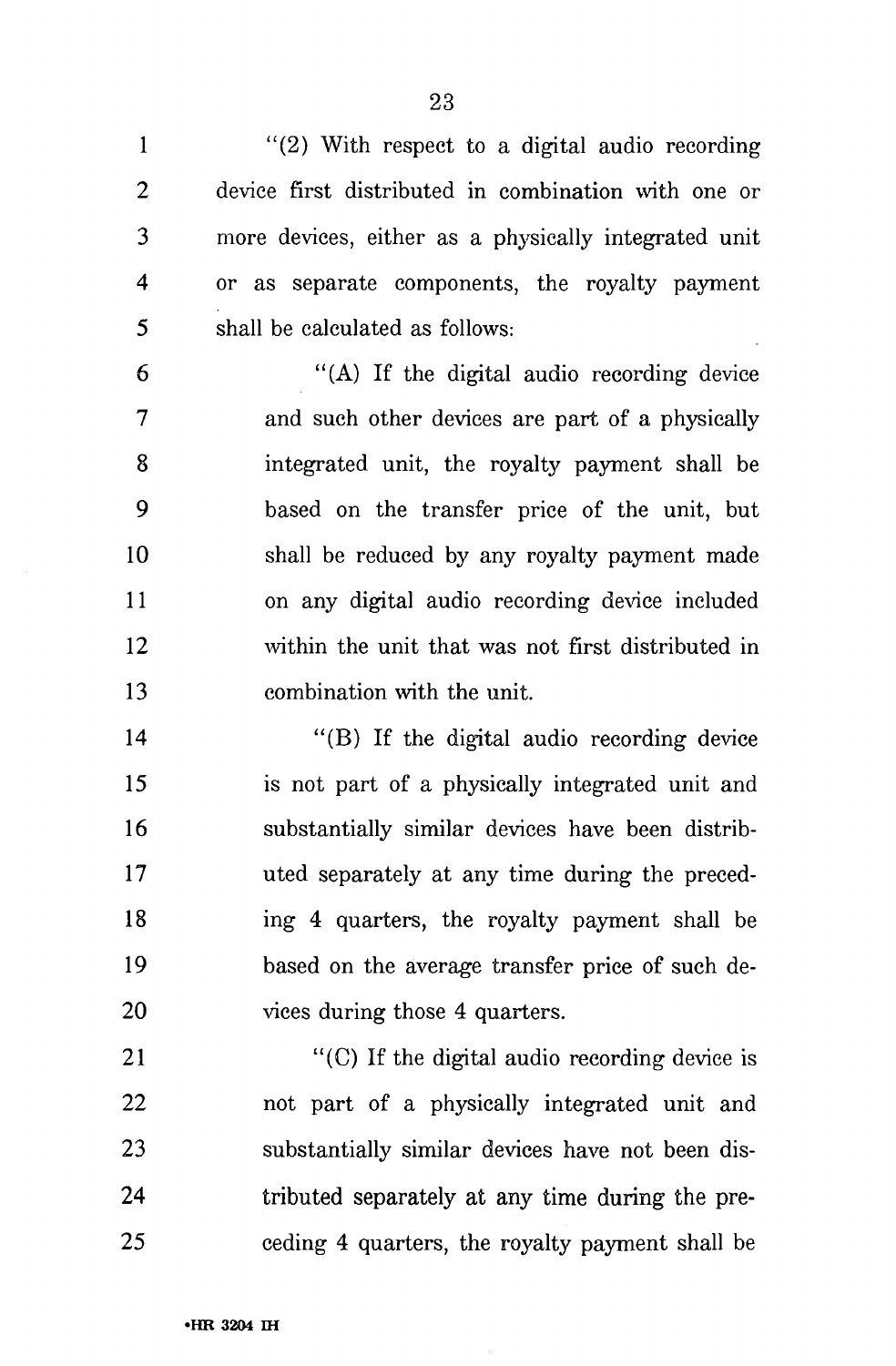"(2) With respect to a digital audio recording device first distributed in combination with one or more devices, either as a physically integrated unit or as separate components, the royalty payment shall be calculated as follows:

"(A) If the digital audio recording device and such other devices are part of a physically integrated unit, the royalty payment shall be based on the transfer price of the unit, but shall be reduced by any royalty payment made on any digital audio recording device included within the unit that was not first distributed in combination with the unit.

"(B) If the digital audio recording device is not part of a physically integrated unit and substantially similar devices have been distributed separately at any time during the preceding 4 quarters, the royalty payment shall be based on the average transfer price of such devices during those 4 quarters.

"(C) If the digital audio recording device is not part of a physically integrated unit and substantially similar devices have not been distributed separately at any time during the preceding 4 quarters, the royalty payment shall be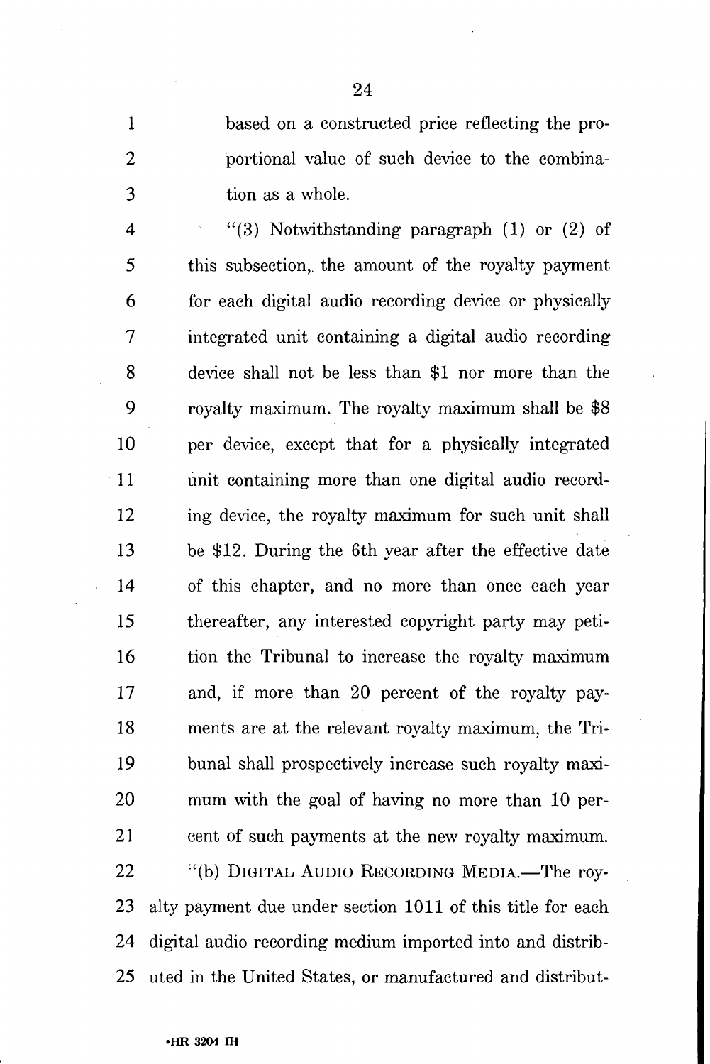based on a constructed price reflecting the proportional value of such device to the combination as a whole.

"(3) Notwithstanding paragraph (1) or (2) of this subsection, the amount of the royalty payment for each digital audio recording device or physically integrated unit containing a digital audio recording device shall not be less than $1 nor more than the royalty maximum. The royalty maximum shall be $8 per device, except that for a physically integrated unit containing more than one digital audio recording device, the royalty maximum for such unit shall be $12. During the 6th year after the effective date of this chapter, and no more than once each year thereafter, any interested copyright party may petition the Tribunal to increase the royalty maximum and, if more than 20 percent of the royalty payments are at the relevant royalty maximum, the Tribunal shall prospectively increase such royalty maximum with the goal of having no more than 10 percent of such payments at the new royalty maximum.

"(b) DIGITAL AUDIO RECORDING MEDIA.—The royalty payment due under section 1011 of this title for each digital audio recording medium imported into and distributed in the United States, or manufactured and distribut-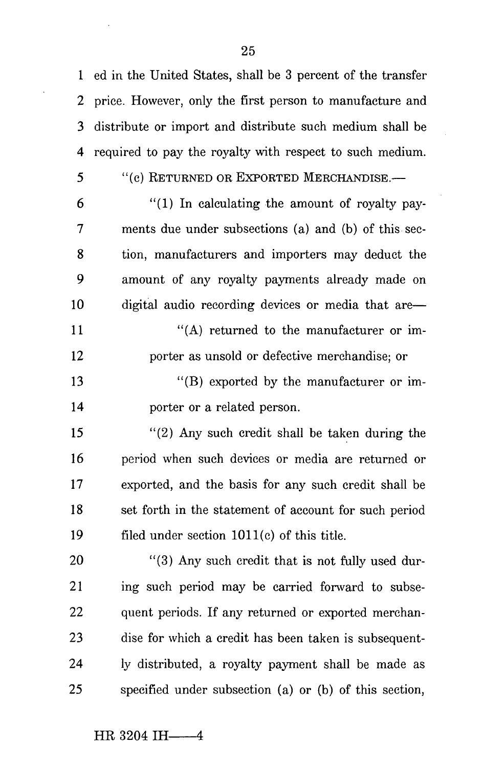ed in the United States, shall be 3 percent of the transfer price. However, only the first person to manufacture and distribute or import and distribute such medium shall be required to pay the royalty with respect to such medium.

"(c) RETURNED OR EXPORTED MERCHANDISE.—

"(1) In calculating the amount of royalty payments due under subsections (a) and (b) of this section, manufacturers and importers may deduct the amount of any royalty payments already made on digital audio recording devices or media that are—

"(A) returned to the manufacturer or importer as unsold or defective merchandise; or

"(B) exported by the manufacturer or importer or a related person.

"(2) Any such credit shall be taken during the period when such devices or media are returned or exported, and the basis for any such credit shall be set forth in the statement of account for such period filed under section 1011(c) of this title.

"(3) Any such credit that is not fully used during such period may be carried forward to subsequent periods. If any returned or exported merchandise for which a credit has been taken is subsequently distributed, a royalty payment shall be made as specified under subsection (a) or (b) of this section,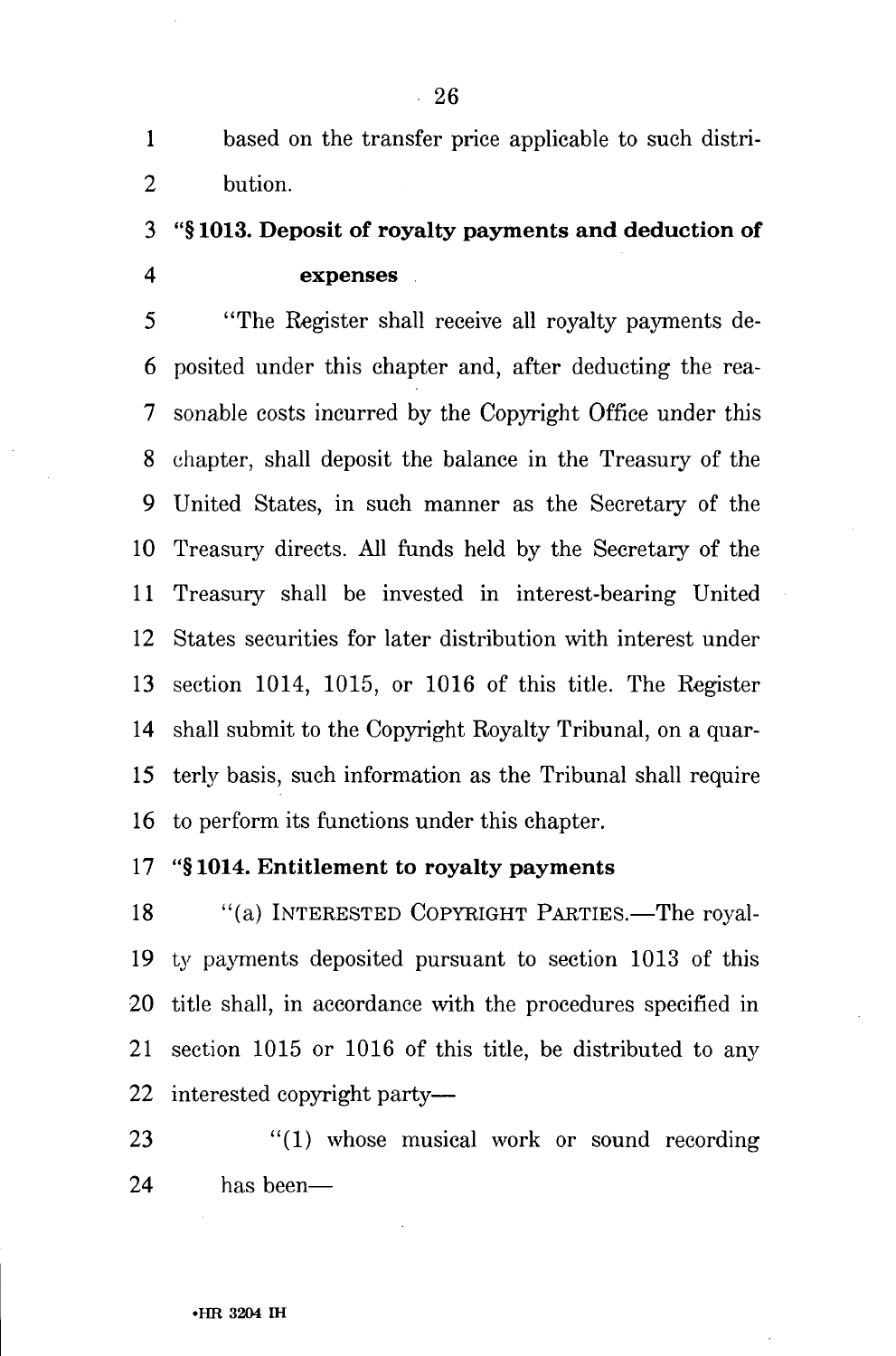based on the transfer price applicable to such distribution.

### "§ 1013. Deposit of royalty payments and deduction of expenses

"The Register shall receive all royalty payments deposited under this chapter and, after deducting the reasonable costs incurred by the Copyright Office under this chapter, shall deposit the balance in the Treasury of the United States, in such manner as the Secretary of the Treasury directs. All funds held by the Secretary of the Treasury shall be invested in interest-bearing United States securities for later distribution with interest under section 1014, 1015, or 1016 of this title. The Register shall submit to the Copyright Royalty Tribunal, on a quarterly basis, such information as the Tribunal shall require to perform its functions under this chapter.

### "§ 1014. Entitlement to royalty payments

"(a) INTERESTED COPYRIGHT PARTIES.—The royalty payments deposited pursuant to section 1013 of this title shall, in accordance with the procedures specified in section 1015 or 1016 of this title, be distributed to any interested copyright party—

"(1) whose musical work or sound recording has been—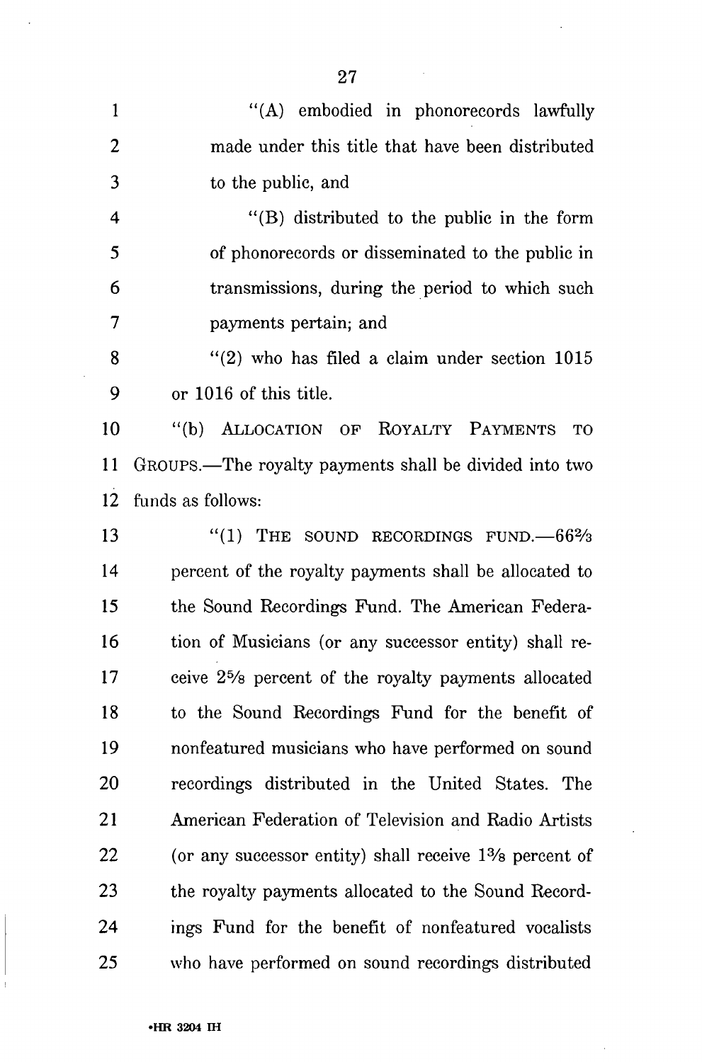"(A) embodied in phonorecords lawfully made under this title that have been distributed to the public, and

"(B) distributed to the public in the form of phonorecords or disseminated to the public in transmissions, during the period to which such payments pertain; and

"(2) who has filed a claim under section 1015 or 1016 of this title.

"(b) ALLOCATION OF ROYALTY PAYMENTS TO GROUPS.—The royalty payments shall be divided into two funds as follows:

"(1) THE SOUND RECORDINGS FUND.—66⅔ percent of the royalty payments shall be allocated to the Sound Recordings Fund. The American Federation of Musicians (or any successor entity) shall receive 2⅝ percent of the royalty payments allocated to the Sound Recordings Fund for the benefit of nonfeatured musicians who have performed on sound recordings distributed in the United States. The American Federation of Television and Radio Artists (or any successor entity) shall receive 1⅜ percent of the royalty payments allocated to the Sound Recordings Fund for the benefit of nonfeatured vocalists who have performed on sound recordings distributed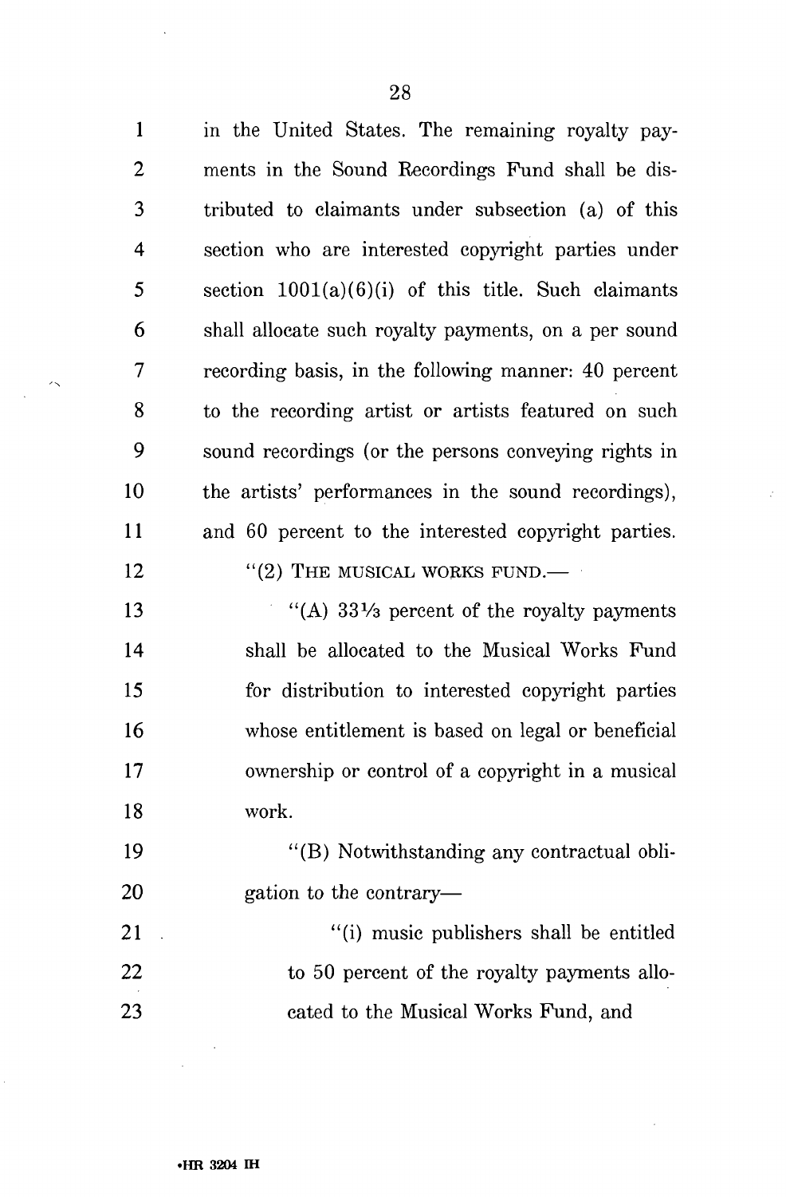in the United States. The remaining royalty payments in the Sound Recordings Fund shall be distributed to claimants under subsection (a) of this section who are interested copyright parties under section 1001(a)(6)(i) of this title. Such claimants shall allocate such royalty payments, on a per sound recording basis, in the following manner: 40 percent to the recording artist or artists featured on such sound recordings (or the persons conveying rights in the artists' performances in the sound recordings), and 60 percent to the interested copyright parties.

"(2) THE MUSICAL WORKS FUND.—

"(A) 33⅓ percent of the royalty payments shall be allocated to the Musical Works Fund for distribution to interested copyright parties whose entitlement is based on legal or beneficial ownership or control of a copyright in a musical work.

"(B) Notwithstanding any contractual obligation to the contrary—

"(i) music publishers shall be entitled to 50 percent of the royalty payments allocated to the Musical Works Fund, and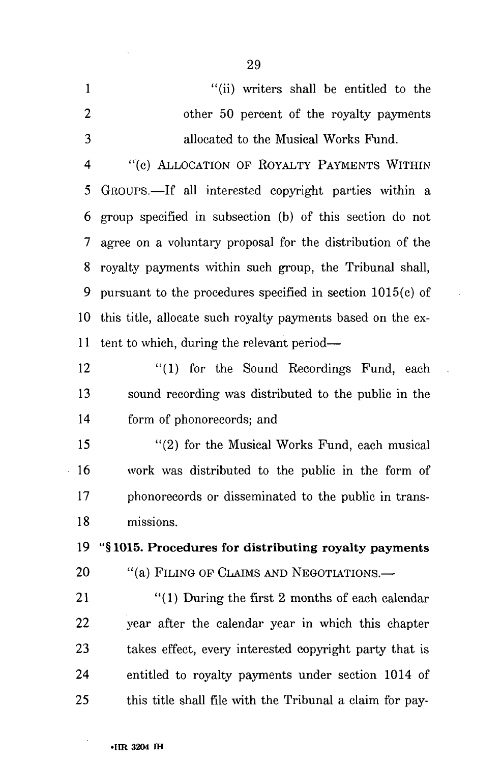"(ii) writers shall be entitled to the other 50 percent of the royalty payments allocated to the Musical Works Fund.

"(c) ALLOCATION OF ROYALTY PAYMENTS WITHIN GROUPS.—If all interested copyright parties within a group specified in subsection (b) of this section do not agree on a voluntary proposal for the distribution of the royalty payments within such group, the Tribunal shall, pursuant to the procedures specified in section 1015(c) of this title, allocate such royalty payments based on the extent to which, during the relevant period—

"(1) for the Sound Recordings Fund, each sound recording was distributed to the public in the form of phonorecords; and

"(2) for the Musical Works Fund, each musical work was distributed to the public in the form of phonorecords or disseminated to the public in transmissions.

**"§ 1015. Procedures for distributing royalty payments**

"(a) FILING OF CLAIMS AND NEGOTIATIONS.—

"(1) During the first 2 months of each calendar year after the calendar year in which this chapter takes effect, every interested copyright party that is entitled to royalty payments under section 1014 of this title shall file with the Tribunal a claim for pay-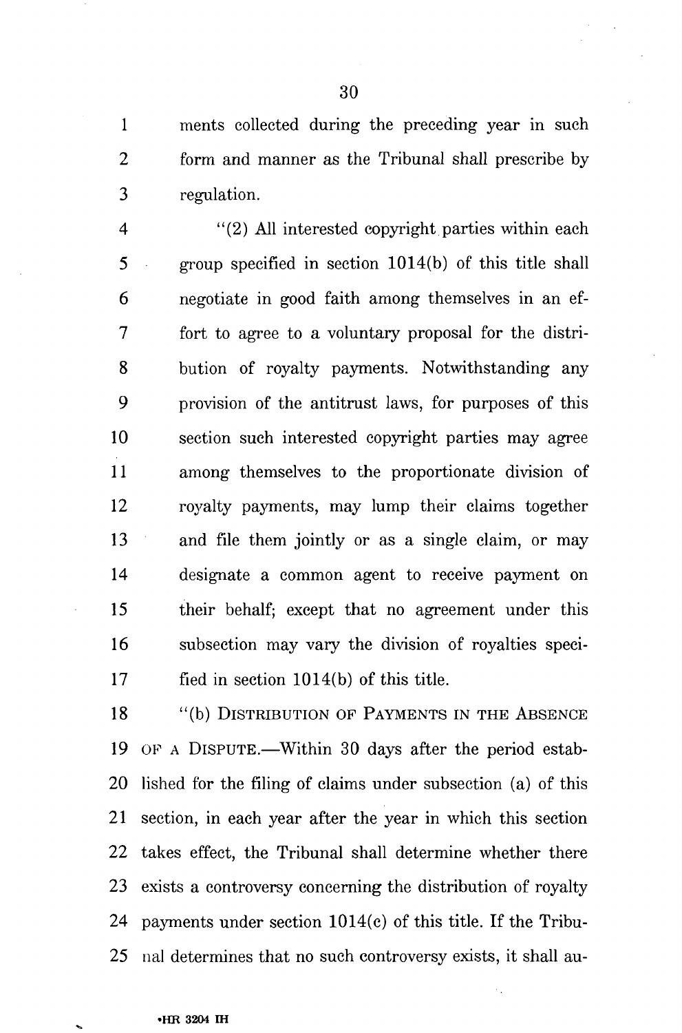ments collected during the preceding year in such form and manner as the Tribunal shall prescribe by regulation.

"(2) All interested copyright parties within each group specified in section 1014(b) of this title shall negotiate in good faith among themselves in an effort to agree to a voluntary proposal for the distribution of royalty payments. Notwithstanding any provision of the antitrust laws, for purposes of this section such interested copyright parties may agree among themselves to the proportionate division of royalty payments, may lump their claims together and file them jointly or as a single claim, or may designate a common agent to receive payment on their behalf; except that no agreement under this subsection may vary the division of royalties specified in section 1014(b) of this title.

"(b) DISTRIBUTION OF PAYMENTS IN THE ABSENCE OF A DISPUTE.—Within 30 days after the period established for the filing of claims under subsection (a) of this section, in each year after the year in which this section takes effect, the Tribunal shall determine whether there exists a controversy concerning the distribution of royalty payments under section 1014(c) of this title. If the Tribunal determines that no such controversy exists, it shall au-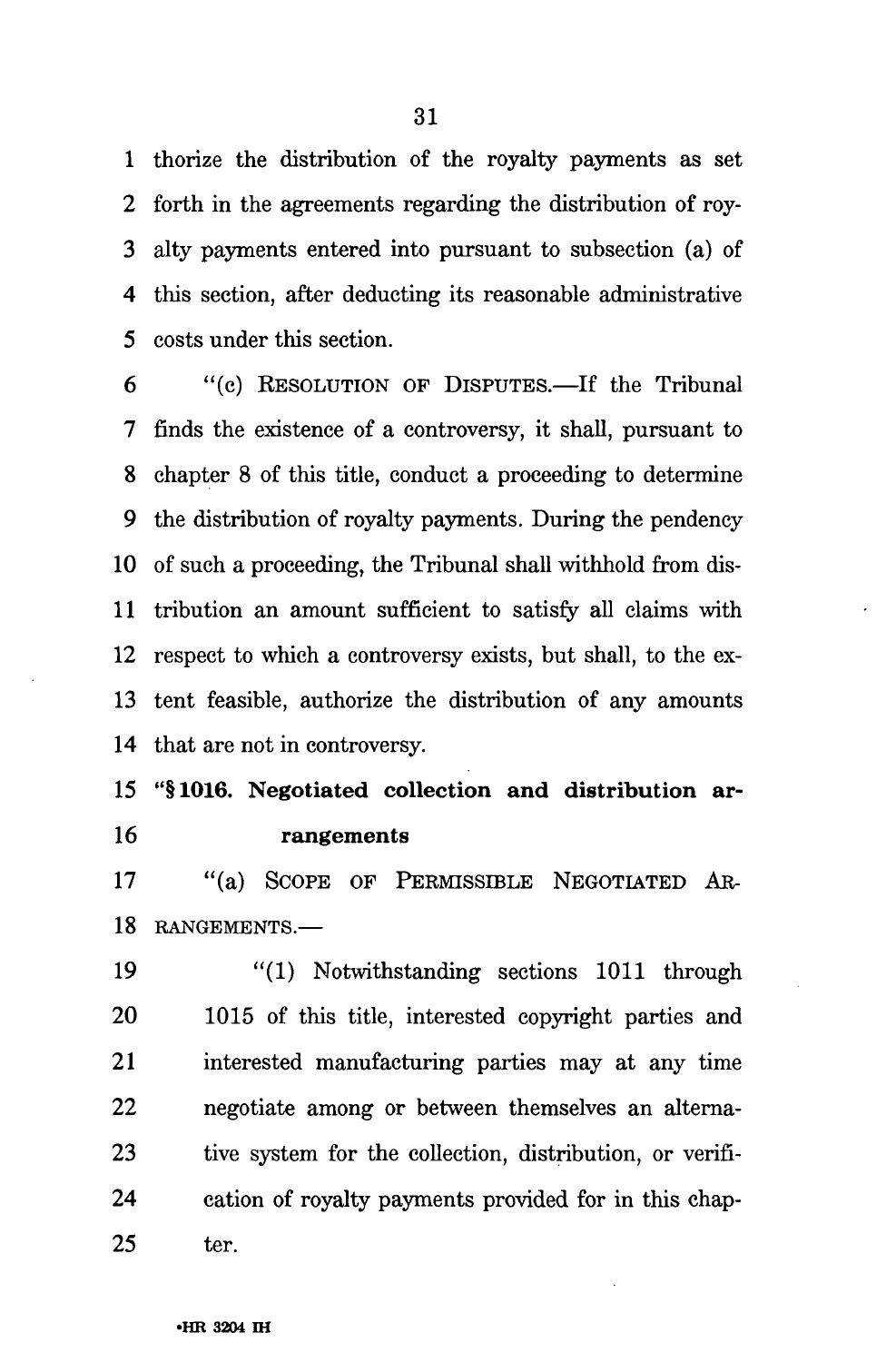thorize the distribution of the royalty payments as set forth in the agreements regarding the distribution of royalty payments entered into pursuant to subsection (a) of this section, after deducting its reasonable administrative costs under this section.

"(c) RESOLUTION OF DISPUTES.—If the Tribunal finds the existence of a controversy, it shall, pursuant to chapter 8 of this title, conduct a proceeding to determine the distribution of royalty payments. During the pendency of such a proceeding, the Tribunal shall withhold from distribution an amount sufficient to satisfy all claims with respect to which a controversy exists, but shall, to the extent feasible, authorize the distribution of any amounts that are not in controversy.

**"§ 1016. Negotiated collection and distribution arrangements**

"(a) SCOPE OF PERMISSIBLE NEGOTIATED ARRANGEMENTS.—

"(1) Notwithstanding sections 1011 through 1015 of this title, interested copyright parties and interested manufacturing parties may at any time negotiate among or between themselves an alternative system for the collection, distribution, or verification of royalty payments provided for in this chapter.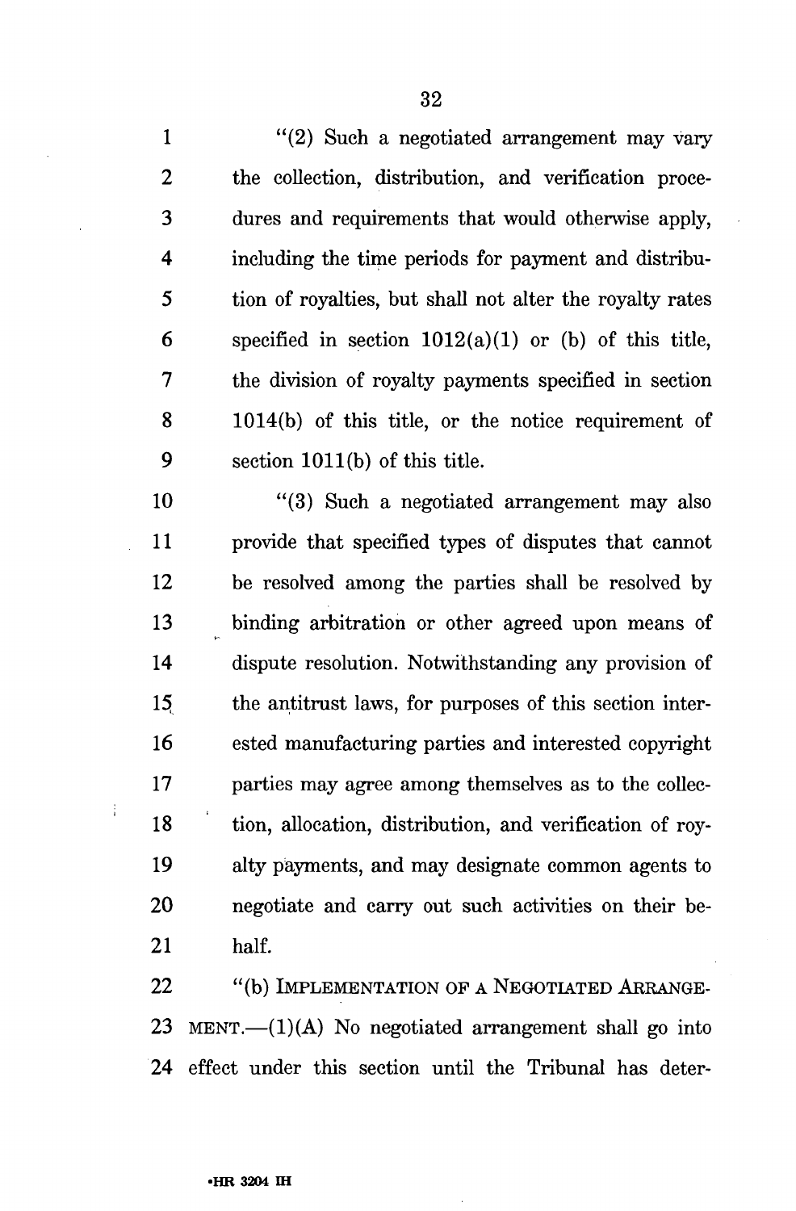"(2) Such a negotiated arrangement may vary the collection, distribution, and verification procedures and requirements that would otherwise apply, including the time periods for payment and distribution of royalties, but shall not alter the royalty rates specified in section 1012(a)(1) or (b) of this title, the division of royalty payments specified in section 1014(b) of this title, or the notice requirement of section 1011(b) of this title.

"(3) Such a negotiated arrangement may also provide that specified types of disputes that cannot be resolved among the parties shall be resolved by binding arbitration or other agreed upon means of dispute resolution. Notwithstanding any provision of the antitrust laws, for purposes of this section interested manufacturing parties and interested copyright parties may agree among themselves as to the collection, allocation, distribution, and verification of royalty payments, and may designate common agents to negotiate and carry out such activities on their behalf.

"(b) IMPLEMENTATION OF A NEGOTIATED ARRANGEMENT.—(1)(A) No negotiated arrangement shall go into effect under this section until the Tribunal has deter-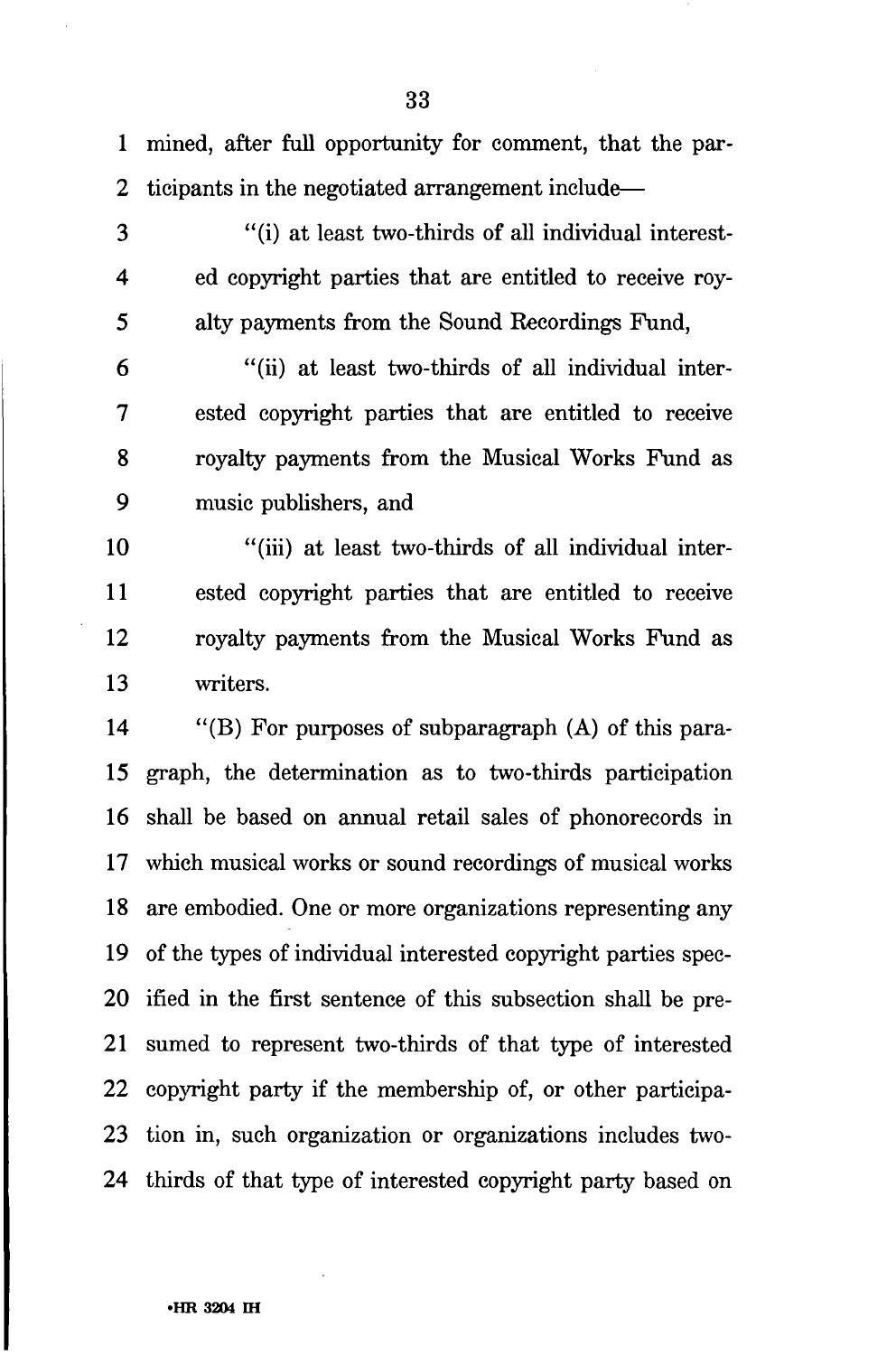mined, after full opportunity for comment, that the participants in the negotiated arrangement include—

"(i) at least two-thirds of all individual interested copyright parties that are entitled to receive royalty payments from the Sound Recordings Fund,

"(ii) at least two-thirds of all individual interested copyright parties that are entitled to receive royalty payments from the Musical Works Fund as music publishers, and

"(iii) at least two-thirds of all individual interested copyright parties that are entitled to receive royalty payments from the Musical Works Fund as writers.

"(B) For purposes of subparagraph (A) of this paragraph, the determination as to two-thirds participation shall be based on annual retail sales of phonorecords in which musical works or sound recordings of musical works are embodied. One or more organizations representing any of the types of individual interested copyright parties specified in the first sentence of this subsection shall be presumed to represent two-thirds of that type of interested copyright party if the membership of, or other participation in, such organization or organizations includes two-thirds of that type of interested copyright party based on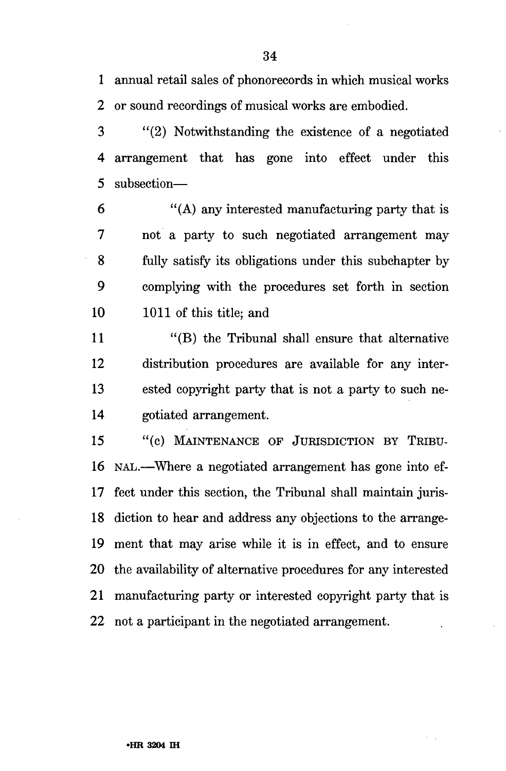annual retail sales of phonorecords in which musical works or sound recordings of musical works are embodied.

"(2) Notwithstanding the existence of a negotiated arrangement that has gone into effect under this subsection—

"(A) any interested manufacturing party that is not a party to such negotiated arrangement may fully satisfy its obligations under this subchapter by complying with the procedures set forth in section 1011 of this title; and

"(B) the Tribunal shall ensure that alternative distribution procedures are available for any interested copyright party that is not a party to such negotiated arrangement.

"(c) MAINTENANCE OF JURISDICTION BY TRIBUNAL.—Where a negotiated arrangement has gone into effect under this section, the Tribunal shall maintain jurisdiction to hear and address any objections to the arrangement that may arise while it is in effect, and to ensure the availability of alternative procedures for any interested manufacturing party or interested copyright party that is not a participant in the negotiated arrangement.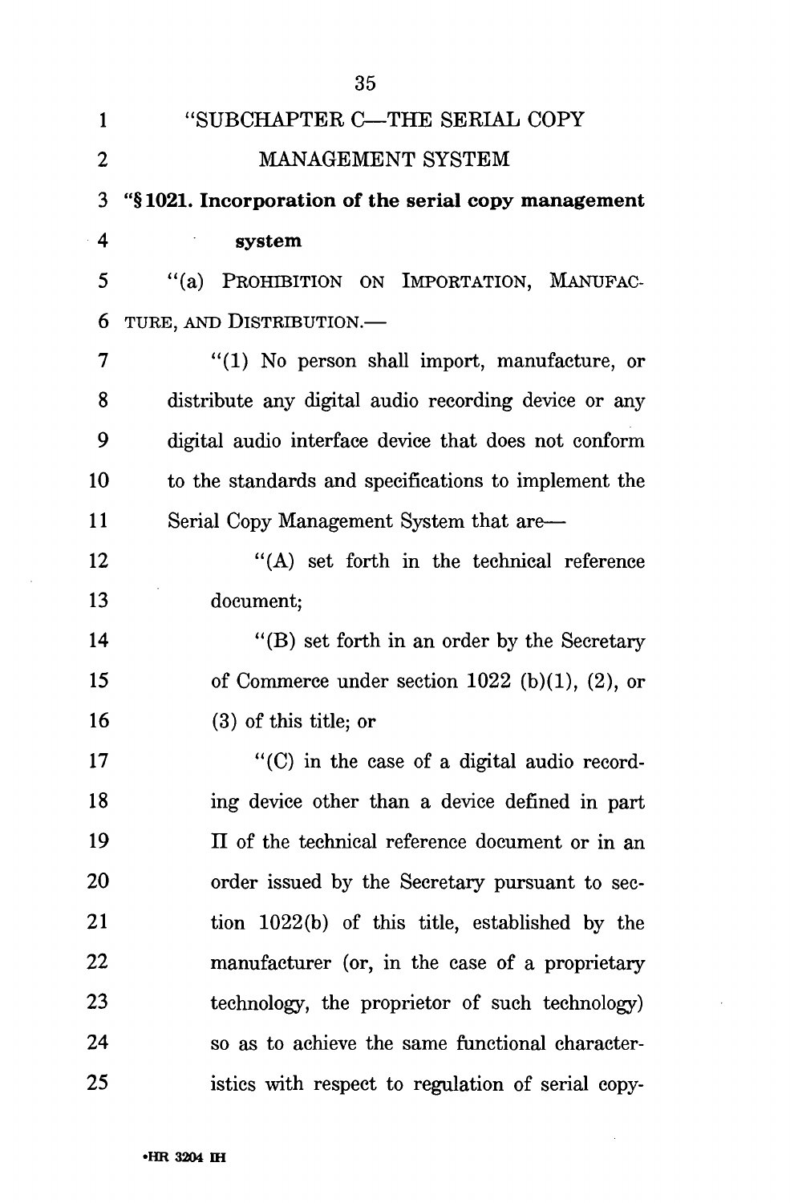"SUBCHAPTER C—THE SERIAL COPY MANAGEMENT SYSTEM

**"§ 1021. Incorporation of the serial copy management system**

"(a) PROHIBITION ON IMPORTATION, MANUFACTURE, AND DISTRIBUTION.—

"(1) No person shall import, manufacture, or distribute any digital audio recording device or any digital audio interface device that does not conform to the standards and specifications to implement the Serial Copy Management System that are—

"(A) set forth in the technical reference document;

"(B) set forth in an order by the Secretary of Commerce under section 1022 (b)(1), (2), or (3) of this title; or

"(C) in the case of a digital audio recording device other than a device defined in part II of the technical reference document or in an order issued by the Secretary pursuant to section 1022(b) of this title, established by the manufacturer (or, in the case of a proprietary technology, the proprietor of such technology) so as to achieve the same functional characteristics with respect to regulation of serial copy-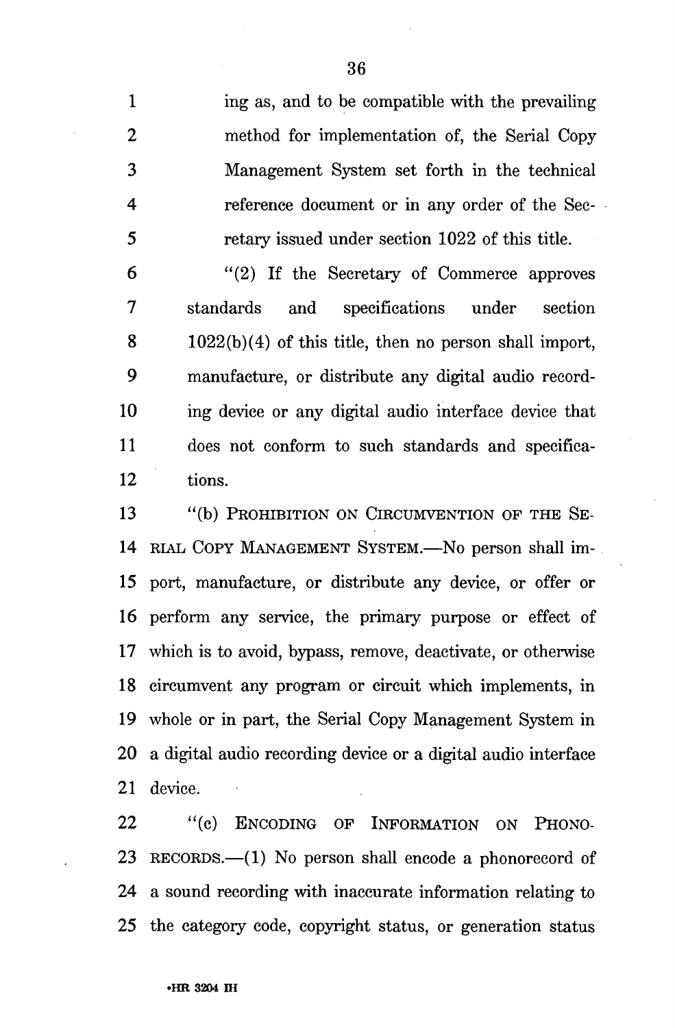ing as, and to be compatible with the prevailing method for implementation of, the Serial Copy Management System set forth in the technical reference document or in any order of the Secretary issued under section 1022 of this title.

"(2) If the Secretary of Commerce approves standards and specifications under section 1022(b)(4) of this title, then no person shall import, manufacture, or distribute any digital audio recording device or any digital audio interface device that does not conform to such standards and specifications.

"(b) PROHIBITION ON CIRCUMVENTION OF THE SERIAL COPY MANAGEMENT SYSTEM.—No person shall import, manufacture, or distribute any device, or offer or perform any service, the primary purpose or effect of which is to avoid, bypass, remove, deactivate, or otherwise circumvent any program or circuit which implements, in whole or in part, the Serial Copy Management System in a digital audio recording device or a digital audio interface device.

"(c) ENCODING OF INFORMATION ON PHONORECORDS.—(1) No person shall encode a phonorecord of a sound recording with inaccurate information relating to the category code, copyright status, or generation status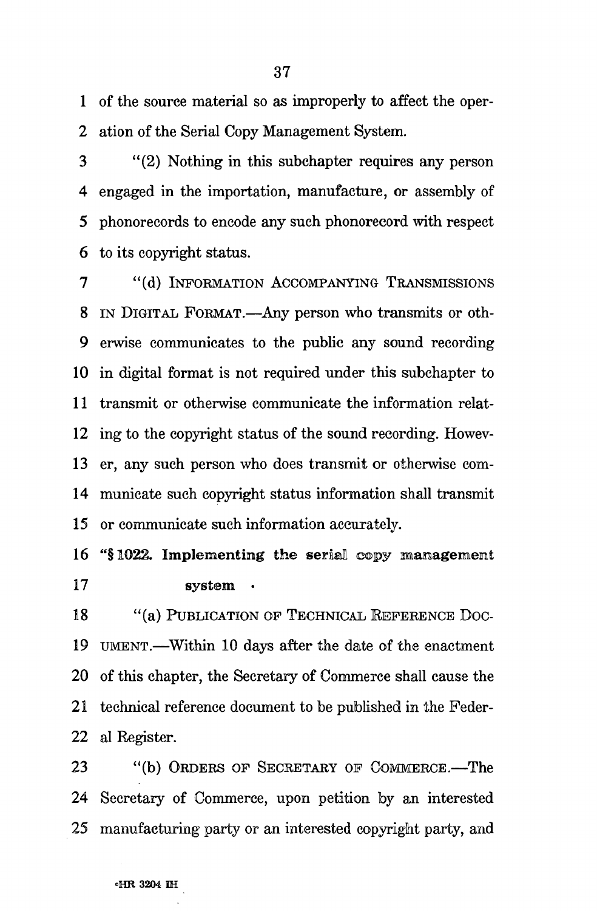of the source material so as improperly to affect the operation of the Serial Copy Management System.

"(2) Nothing in this subchapter requires any person engaged in the importation, manufacture, or assembly of phonorecords to encode any such phonorecord with respect to its copyright status.

"(d) INFORMATION ACCOMPANYING TRANSMISSIONS IN DIGITAL FORMAT.—Any person who transmits or otherwise communicates to the public any sound recording in digital format is not required under this subchapter to transmit or otherwise communicate the information relating to the copyright status of the sound recording. However, any such person who does transmit or otherwise communicate such copyright status information shall transmit or communicate such information accurately.

**"§ 1022. Implementing the serial copy management system**

"(a) PUBLICATION OF TECHNICAL REFERENCE DOCUMENT.—Within 10 days after the date of the enactment of this chapter, the Secretary of Commerce shall cause the technical reference document to be published in the Federal Register.

"(b) ORDERS OF SECRETARY OF COMMERCE.—The Secretary of Commerce, upon petition by an interested manufacturing party or an interested copyright party, and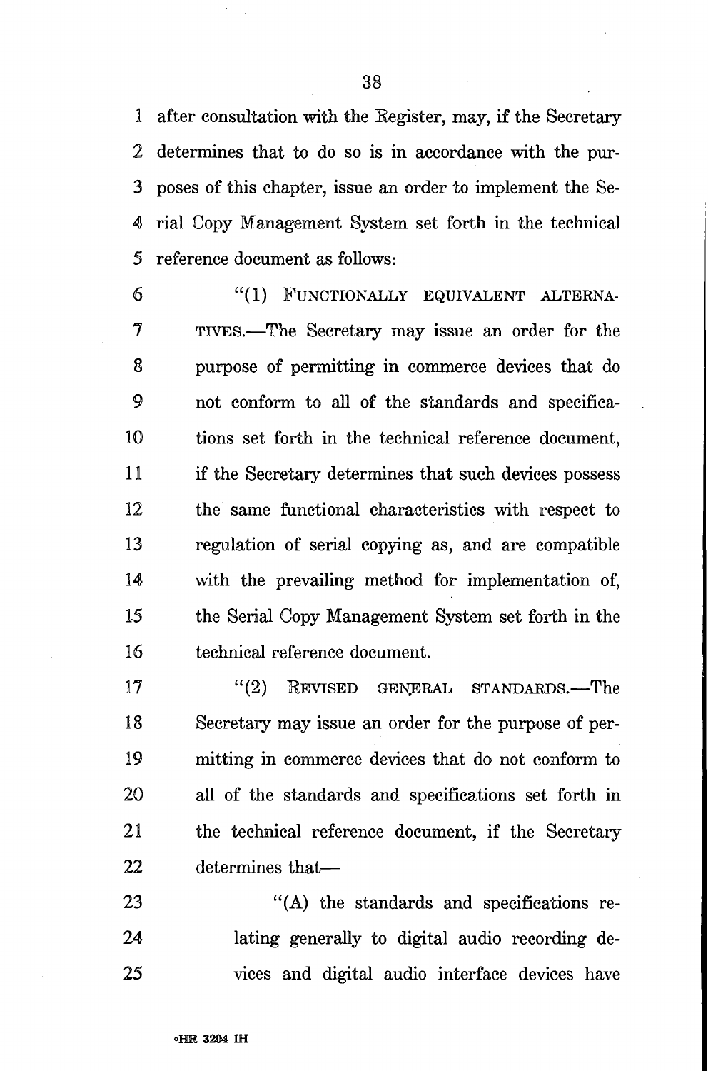after consultation with the Register, may, if the Secretary determines that to do so is in accordance with the purposes of this chapter, issue an order to implement the Serial Copy Management System set forth in the technical reference document as follows:

"(1) FUNCTIONALLY EQUIVALENT ALTERNATIVES.—The Secretary may issue an order for the purpose of permitting in commerce devices that do not conform to all of the standards and specifications set forth in the technical reference document, if the Secretary determines that such devices possess the same functional characteristics with respect to regulation of serial copying as, and are compatible with the prevailing method for implementation of, the Serial Copy Management System set forth in the technical reference document.

"(2) REVISED GENERAL STANDARDS.—The Secretary may issue an order for the purpose of permitting in commerce devices that do not conform to all of the standards and specifications set forth in the technical reference document, if the Secretary determines that—

"(A) the standards and specifications relating generally to digital audio recording devices and digital audio interface devices have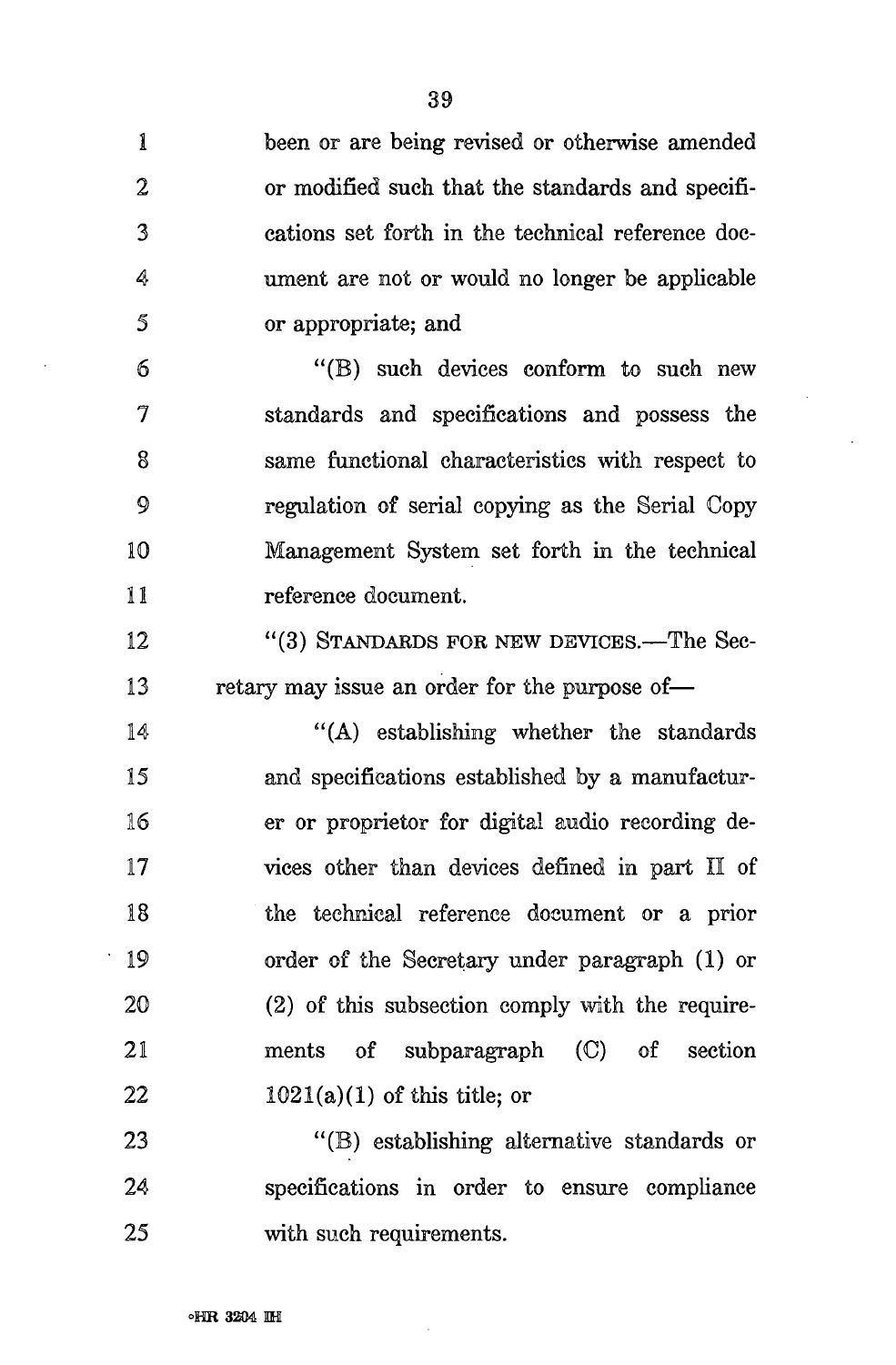been or are being revised or otherwise amended or modified such that the standards and specifications set forth in the technical reference document are not or would no longer be applicable or appropriate; and

"(B) such devices conform to such new standards and specifications and possess the same functional characteristics with respect to regulation of serial copying as the Serial Copy Management System set forth in the technical reference document.

"(3) STANDARDS FOR NEW DEVICES.—The Secretary may issue an order for the purpose of—

"(A) establishing whether the standards and specifications established by a manufacturer or proprietor for digital audio recording devices other than devices defined in part II of the technical reference document or a prior order of the Secretary under paragraph (1) or (2) of this subsection comply with the requirements of subparagraph (C) of section 1021(a)(1) of this title; or

"(B) establishing alternative standards or specifications in order to ensure compliance with such requirements.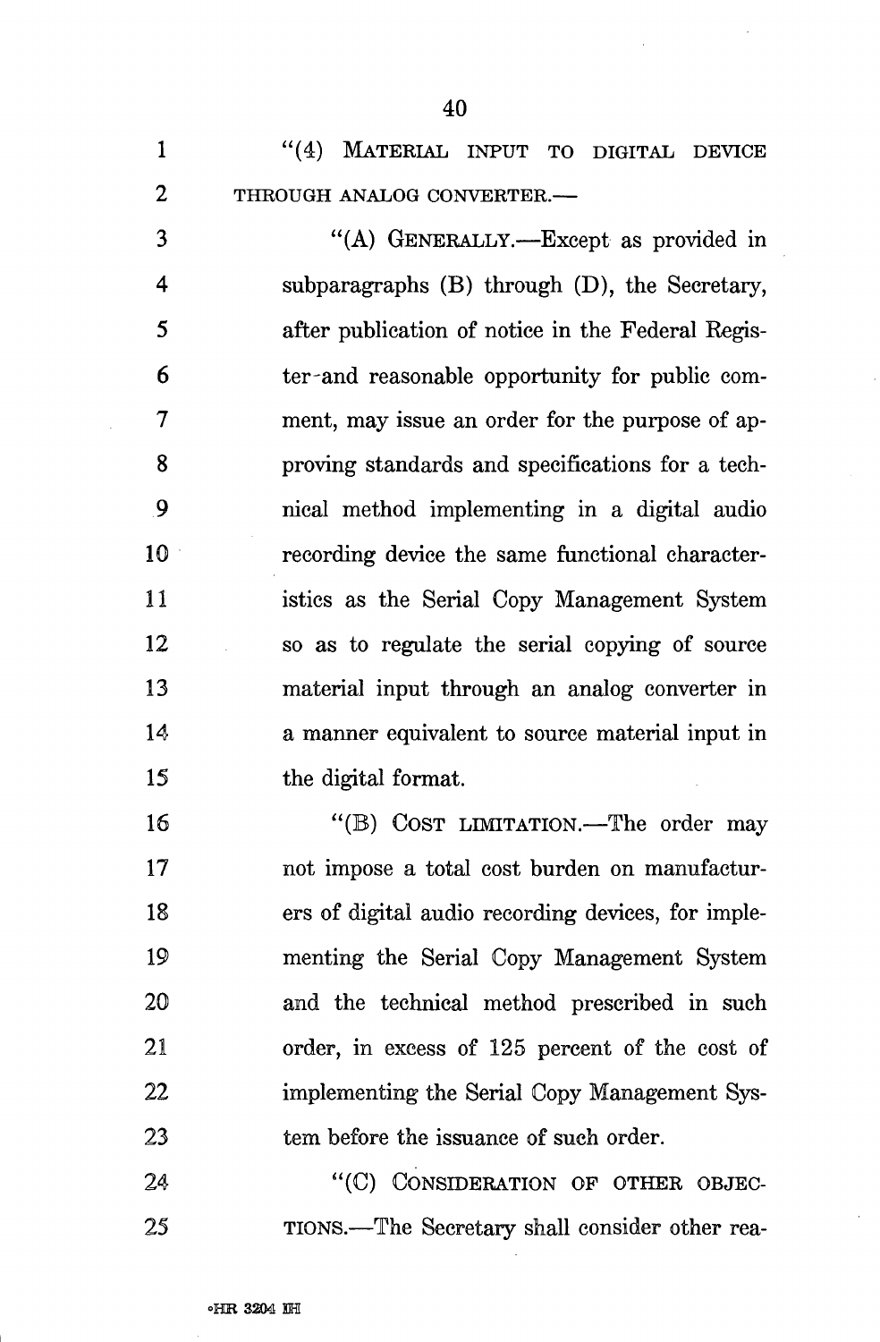"(4) MATERIAL INPUT TO DIGITAL DEVICE THROUGH ANALOG CONVERTER.—

"(A) GENERALLY.—Except as provided in subparagraphs (B) through (D), the Secretary, after publication of notice in the Federal Register and reasonable opportunity for public comment, may issue an order for the purpose of approving standards and specifications for a technical method implementing in a digital audio recording device the same functional characteristics as the Serial Copy Management System so as to regulate the serial copying of source material input through an analog converter in a manner equivalent to source material input in the digital format.

"(B) COST LIMITATION.—The order may not impose a total cost burden on manufacturers of digital audio recording devices, for implementing the Serial Copy Management System and the technical method prescribed in such order, in excess of 125 percent of the cost of implementing the Serial Copy Management System before the issuance of such order.

"(C) CONSIDERATION OF OTHER OBJECTIONS.—The Secretary shall consider other rea-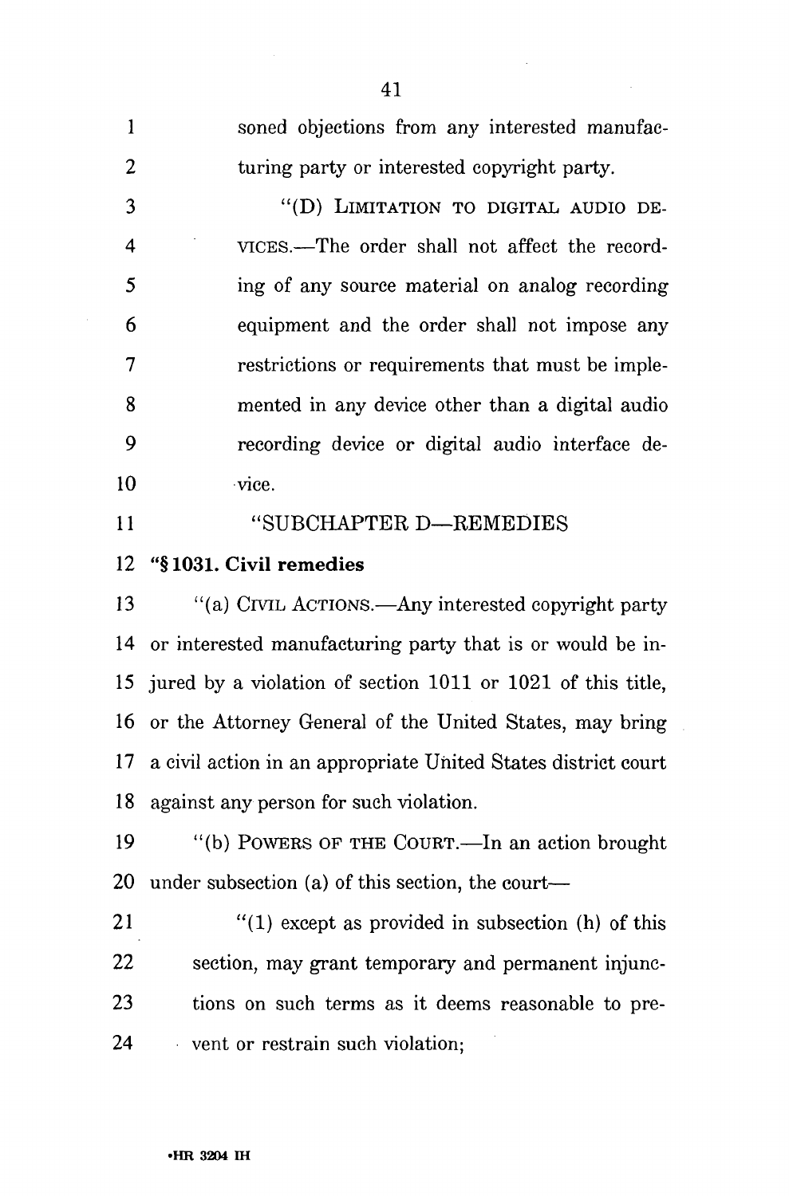soned objections from any interested manufacturing party or interested copyright party.

"(D) LIMITATION TO DIGITAL AUDIO DEVICES.—The order shall not affect the recording of any source material on analog recording equipment and the order shall not impose any restrictions or requirements that must be implemented in any device other than a digital audio recording device or digital audio interface device.

"SUBCHAPTER D—REMEDIES

**"§ 1031. Civil remedies**

"(a) CIVIL ACTIONS.—Any interested copyright party or interested manufacturing party that is or would be injured by a violation of section 1011 or 1021 of this title, or the Attorney General of the United States, may bring a civil action in an appropriate United States district court against any person for such violation.

"(b) POWERS OF THE COURT.—In an action brought under subsection (a) of this section, the court—

"(1) except as provided in subsection (h) of this section, may grant temporary and permanent injunctions on such terms as it deems reasonable to prevent or restrain such violation;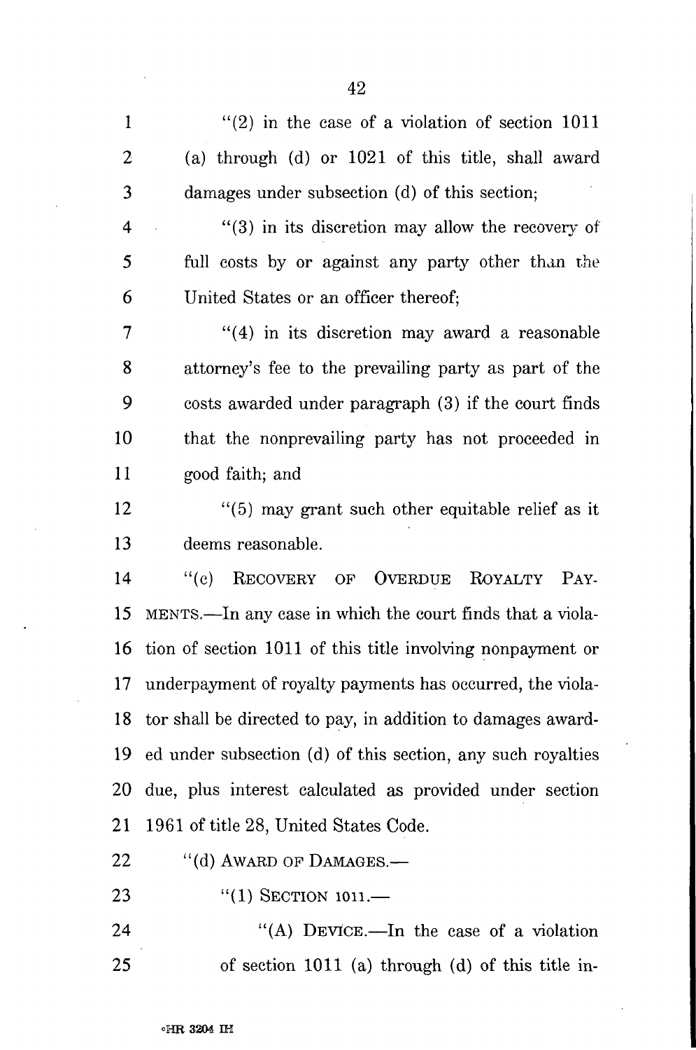"(2) in the case of a violation of section 1011 (a) through (d) or 1021 of this title, shall award damages under subsection (d) of this section;

"(3) in its discretion may allow the recovery of full costs by or against any party other than the United States or an officer thereof;

"(4) in its discretion may award a reasonable attorney's fee to the prevailing party as part of the costs awarded under paragraph (3) if the court finds that the nonprevailing party has not proceeded in good faith; and

"(5) may grant such other equitable relief as it deems reasonable.

"(c) RECOVERY OF OVERDUE ROYALTY PAYMENTS.—In any case in which the court finds that a violation of section 1011 of this title involving nonpayment or underpayment of royalty payments has occurred, the violator shall be directed to pay, in addition to damages awarded under subsection (d) of this section, any such royalties due, plus interest calculated as provided under section 1961 of title 28, United States Code.

"(d) AWARD OF DAMAGES.—

"(1) SECTION 1011.—

"(A) DEVICE.—In the case of a violation of section 1011 (a) through (d) of this title in-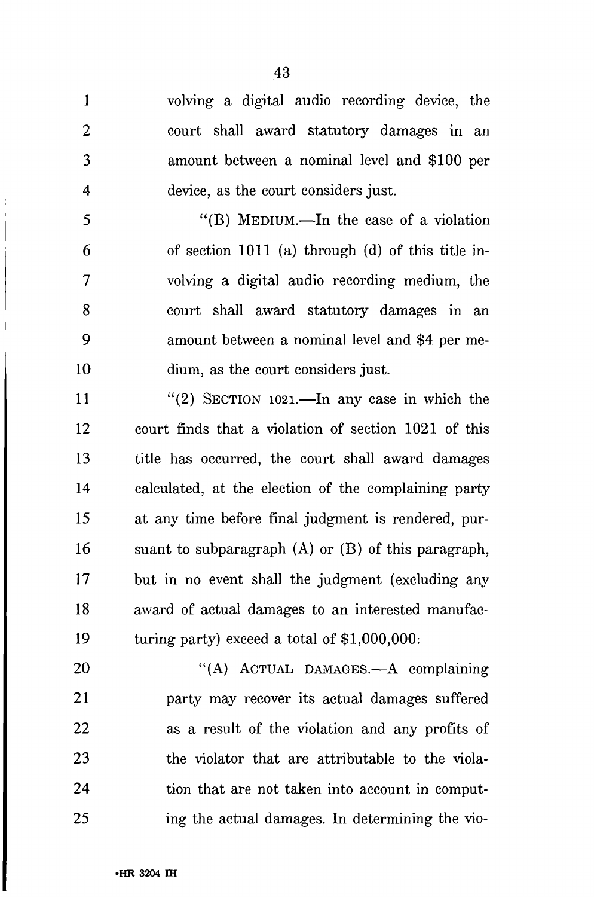volving a digital audio recording device, the court shall award statutory damages in an amount between a nominal level and $100 per device, as the court considers just.

"(B) MEDIUM.—In the case of a violation of section 1011 (a) through (d) of this title involving a digital audio recording medium, the court shall award statutory damages in an amount between a nominal level and $4 per medium, as the court considers just.

"(2) SECTION 1021.—In any case in which the court finds that a violation of section 1021 of this title has occurred, the court shall award damages calculated, at the election of the complaining party at any time before final judgment is rendered, pursuant to subparagraph (A) or (B) of this paragraph, but in no event shall the judgment (excluding any award of actual damages to an interested manufacturing party) exceed a total of $1,000,000:

"(A) ACTUAL DAMAGES.—A complaining party may recover its actual damages suffered as a result of the violation and any profits of the violator that are attributable to the violation that are not taken into account in computing the actual damages. In determining the vio-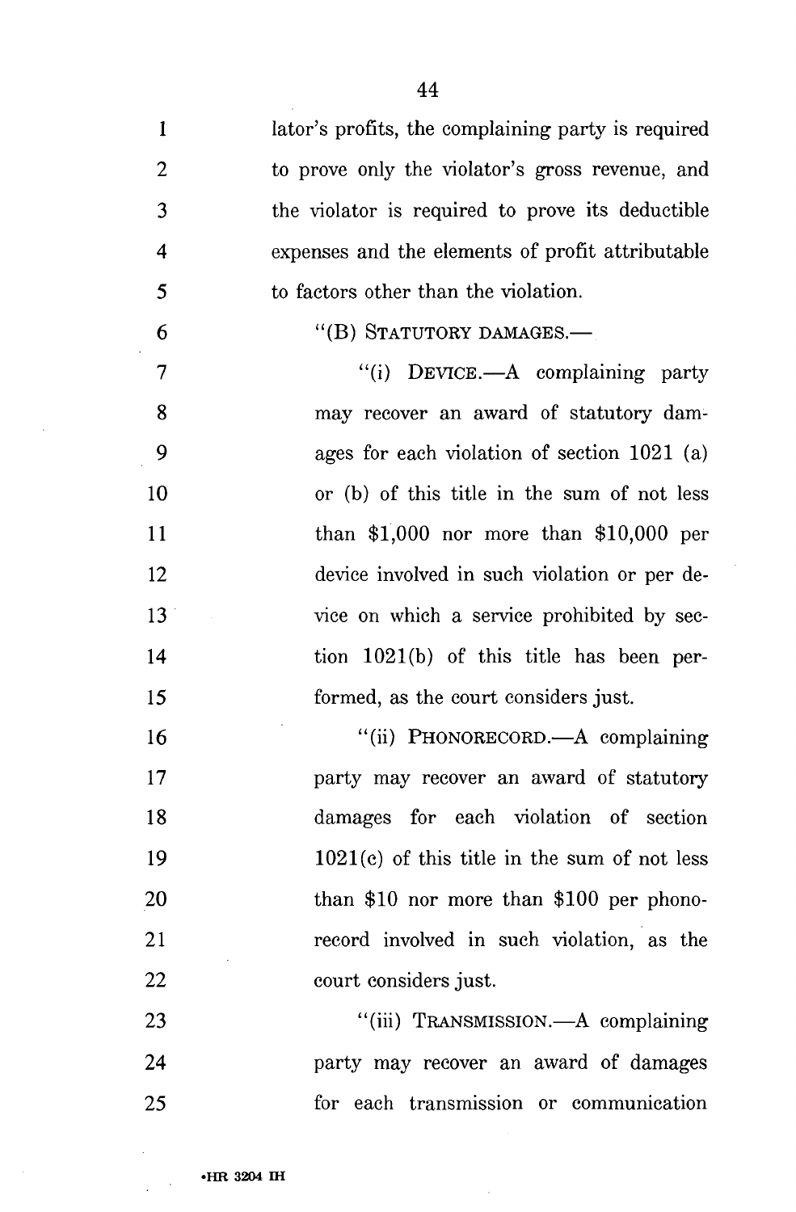lator's profits, the complaining party is required to prove only the violator's gross revenue, and the violator is required to prove its deductible expenses and the elements of profit attributable to factors other than the violation.

"(B) STATUTORY DAMAGES.—

"(i) DEVICE.—A complaining party may recover an award of statutory damages for each violation of section 1021 (a) or (b) of this title in the sum of not less than $1,000 nor more than $10,000 per device involved in such violation or per device on which a service prohibited by section 1021(b) of this title has been performed, as the court considers just.

"(ii) PHONORECORD.—A complaining party may recover an award of statutory damages for each violation of section 1021(c) of this title in the sum of not less than $10 nor more than $100 per phonorecord involved in such violation, as the court considers just.

"(iii) TRANSMISSION.—A complaining party may recover an award of damages for each transmission or communication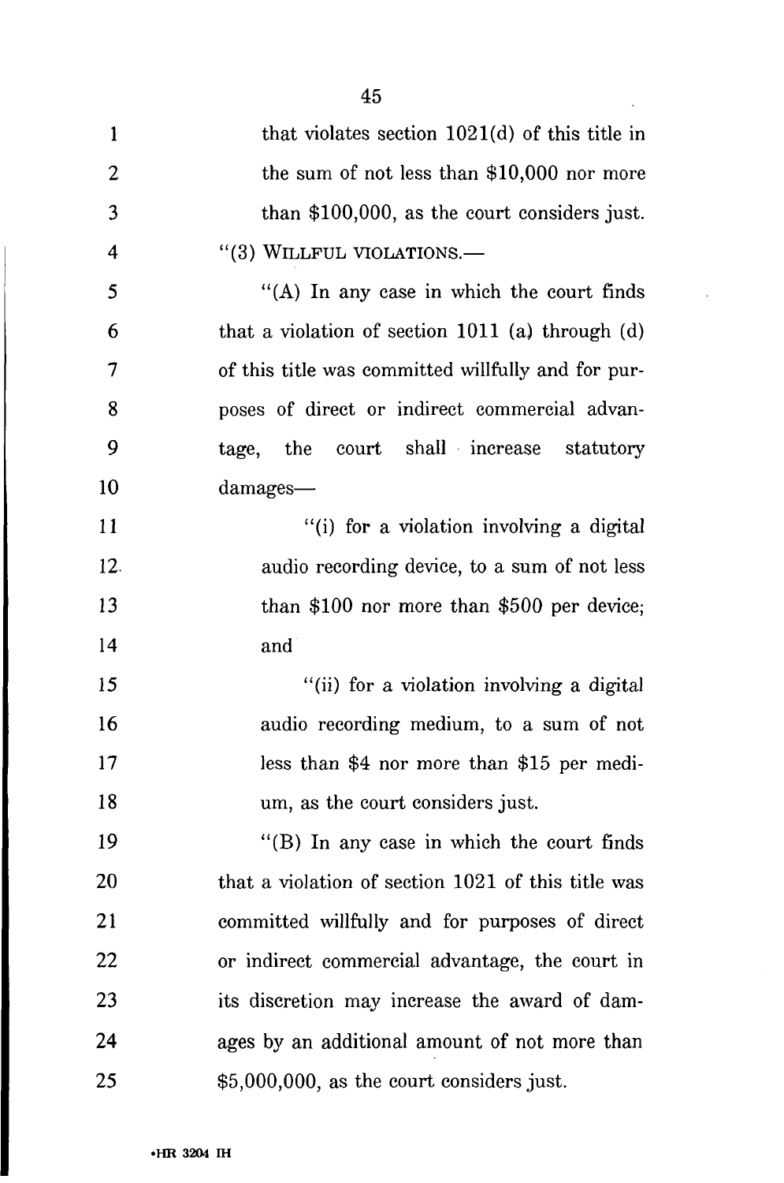that violates section 1021(d) of this title in the sum of not less than $10,000 nor more than $100,000, as the court considers just.

"(3) WILLFUL VIOLATIONS.—

"(A) In any case in which the court finds that a violation of section 1011 (a) through (d) of this title was committed willfully and for purposes of direct or indirect commercial advantage, the court shall increase statutory damages—

"(i) for a violation involving a digital audio recording device, to a sum of not less than $100 nor more than $500 per device; and

"(ii) for a violation involving a digital audio recording medium, to a sum of not less than $4 nor more than $15 per medium, as the court considers just.

"(B) In any case in which the court finds that a violation of section 1021 of this title was committed willfully and for purposes of direct or indirect commercial advantage, the court in its discretion may increase the award of damages by an additional amount of not more than $5,000,000, as the court considers just.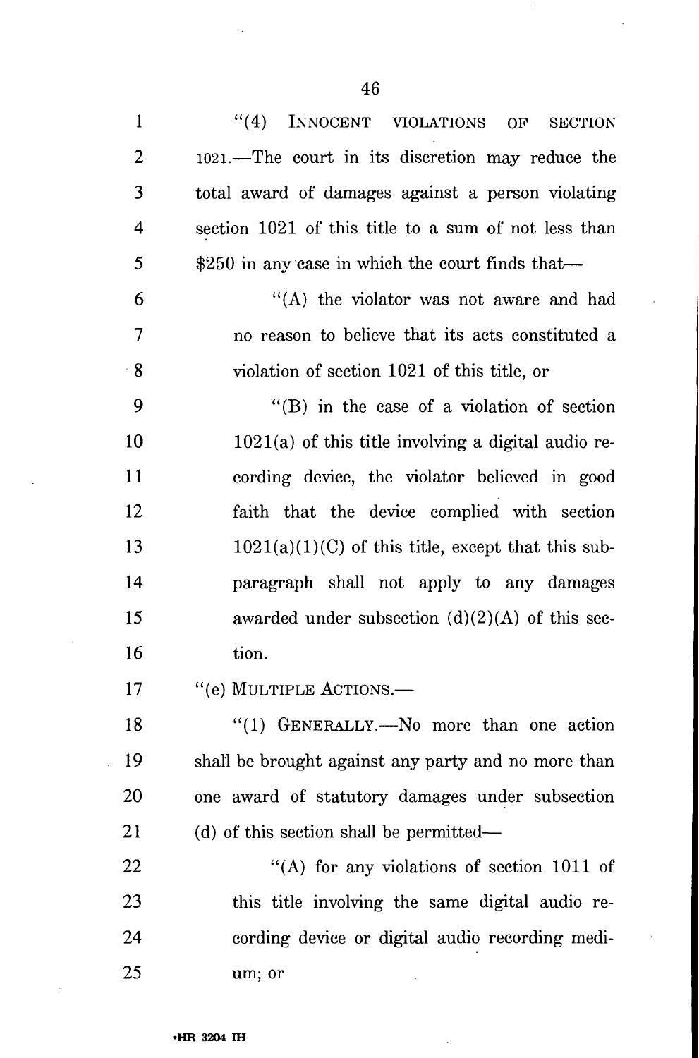"(4) INNOCENT VIOLATIONS OF SECTION 1021.—The court in its discretion may reduce the total award of damages against a person violating section 1021 of this title to a sum of not less than $250 in any case in which the court finds that—

"(A) the violator was not aware and had no reason to believe that its acts constituted a violation of section 1021 of this title, or

"(B) in the case of a violation of section 1021(a) of this title involving a digital audio recording device, the violator believed in good faith that the device complied with section 1021(a)(1)(C) of this title, except that this subparagraph shall not apply to any damages awarded under subsection (d)(2)(A) of this section.

"(e) MULTIPLE ACTIONS.—

"(1) GENERALLY.—No more than one action shall be brought against any party and no more than one award of statutory damages under subsection (d) of this section shall be permitted—

"(A) for any violations of section 1011 of this title involving the same digital audio recording device or digital audio recording medium; or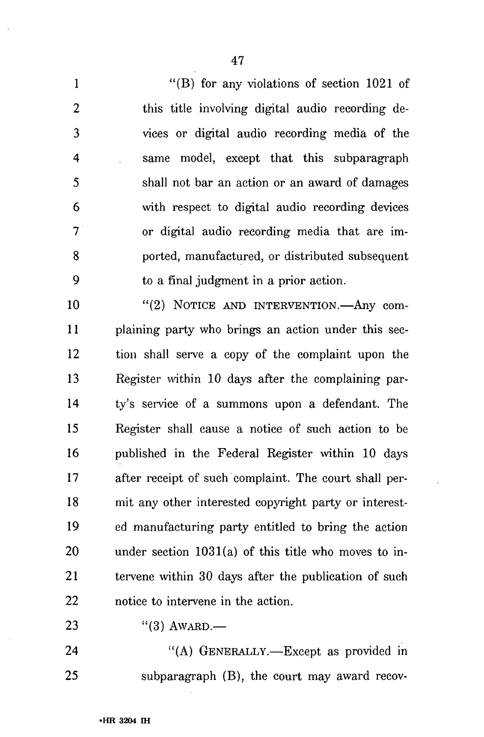"(B) for any violations of section 1021 of this title involving digital audio recording devices or digital audio recording media of the same model, except that this subparagraph shall not bar an action or an award of damages with respect to digital audio recording devices or digital audio recording media that are imported, manufactured, or distributed subsequent to a final judgment in a prior action.

"(2) NOTICE AND INTERVENTION.—Any complaining party who brings an action under this section shall serve a copy of the complaint upon the Register within 10 days after the complaining party's service of a summons upon a defendant. The Register shall cause a notice of such action to be published in the Federal Register within 10 days after receipt of such complaint. The court shall permit any other interested copyright party or interested manufacturing party entitled to bring the action under section 1031(a) of this title who moves to intervene within 30 days after the publication of such notice to intervene in the action.

"(3) AWARD.—

"(A) GENERALLY.—Except as provided in subparagraph (B), the court may award recov-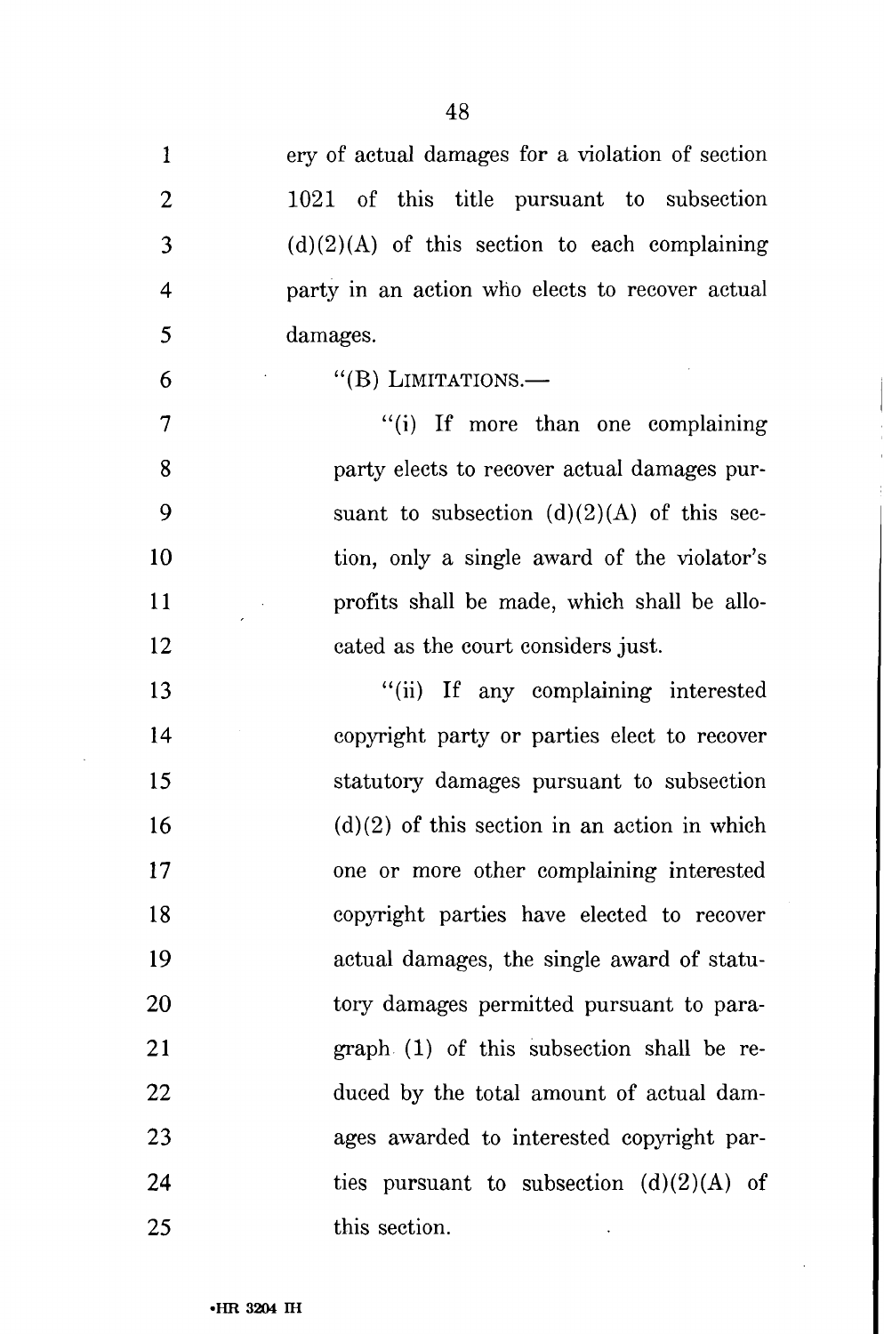ery of actual damages for a violation of section 1021 of this title pursuant to subsection (d)(2)(A) of this section to each complaining party in an action who elects to recover actual damages.

"(B) LIMITATIONS.—

"(i) If more than one complaining party elects to recover actual damages pursuant to subsection (d)(2)(A) of this section, only a single award of the violator's profits shall be made, which shall be allocated as the court considers just.

"(ii) If any complaining interested copyright party or parties elect to recover statutory damages pursuant to subsection (d)(2) of this section in an action in which one or more other complaining interested copyright parties have elected to recover actual damages, the single award of statutory damages permitted pursuant to paragraph (1) of this subsection shall be reduced by the total amount of actual damages awarded to interested copyright parties pursuant to subsection (d)(2)(A) of this section.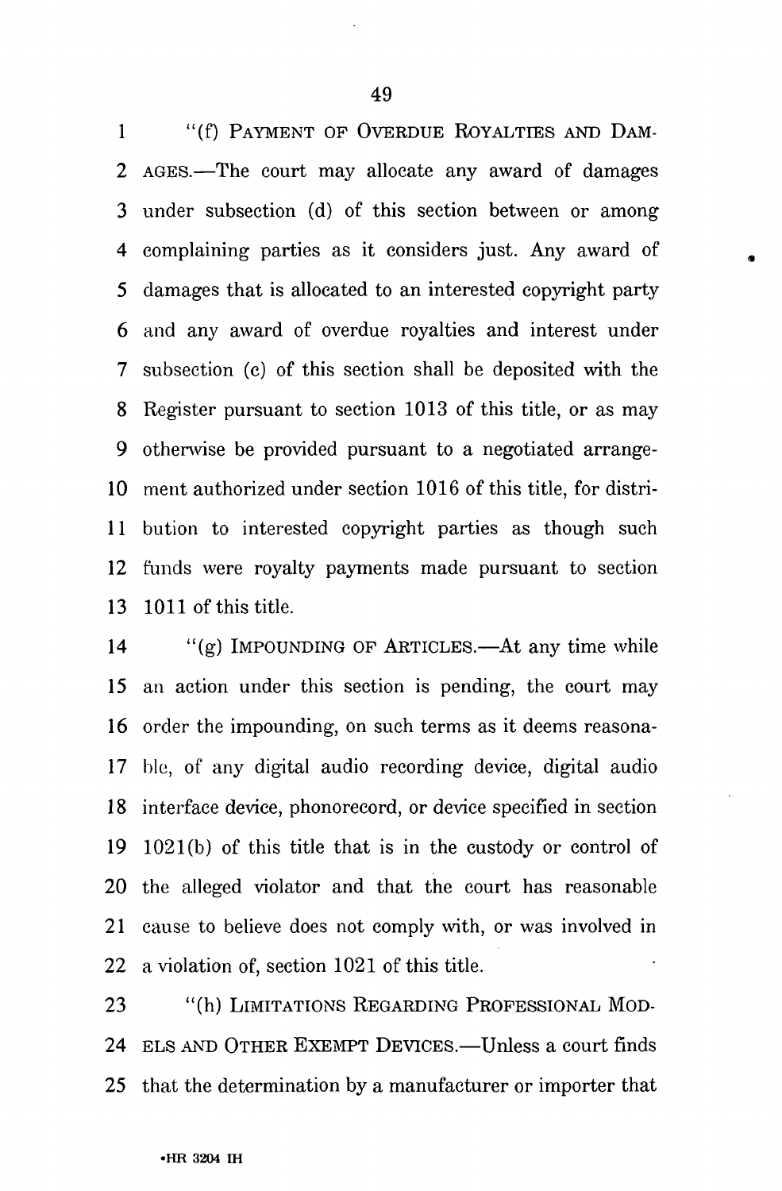"(f) PAYMENT OF OVERDUE ROYALTIES AND DAMAGES.—The court may allocate any award of damages under subsection (d) of this section between or among complaining parties as it considers just. Any award of damages that is allocated to an interested copyright party and any award of overdue royalties and interest under subsection (c) of this section shall be deposited with the Register pursuant to section 1013 of this title, or as may otherwise be provided pursuant to a negotiated arrangement authorized under section 1016 of this title, for distribution to interested copyright parties as though such funds were royalty payments made pursuant to section 1011 of this title.

"(g) IMPOUNDING OF ARTICLES.—At any time while an action under this section is pending, the court may order the impounding, on such terms as it deems reasonable, of any digital audio recording device, digital audio interface device, phonorecord, or device specified in section 1021(b) of this title that is in the custody or control of the alleged violator and that the court has reasonable cause to believe does not comply with, or was involved in a violation of, section 1021 of this title.

"(h) LIMITATIONS REGARDING PROFESSIONAL MODELS AND OTHER EXEMPT DEVICES.—Unless a court finds that the determination by a manufacturer or importer that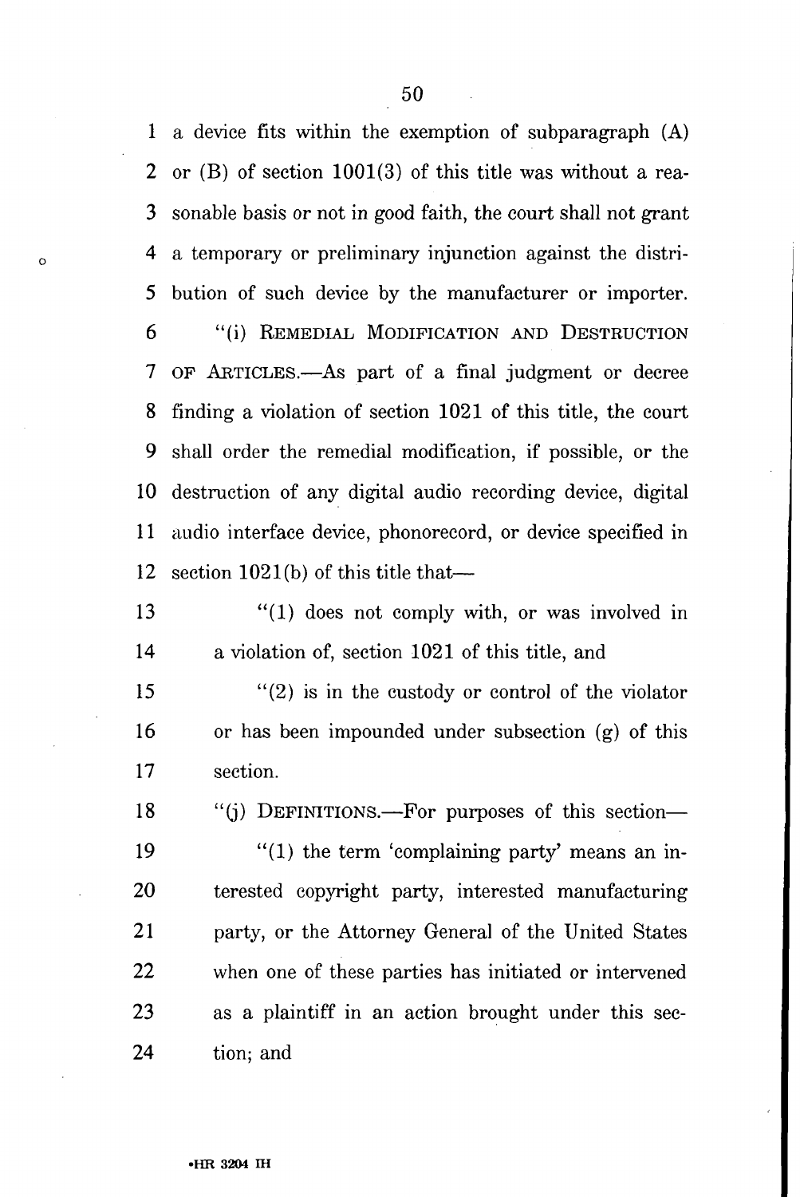a device fits within the exemption of subparagraph (A) or (B) of section 1001(3) of this title was without a reasonable basis or not in good faith, the court shall not grant a temporary or preliminary injunction against the distribution of such device by the manufacturer or importer.

"(i) REMEDIAL MODIFICATION AND DESTRUCTION OF ARTICLES.—As part of a final judgment or decree finding a violation of section 1021 of this title, the court shall order the remedial modification, if possible, or the destruction of any digital audio recording device, digital audio interface device, phonorecord, or device specified in section 1021(b) of this title that—

"(1) does not comply with, or was involved in a violation of, section 1021 of this title, and

"(2) is in the custody or control of the violator or has been impounded under subsection (g) of this section.

"(j) DEFINITIONS.—For purposes of this section—

"(1) the term 'complaining party' means an interested copyright party, interested manufacturing party, or the Attorney General of the United States when one of these parties has initiated or intervened as a plaintiff in an action brought under this section; and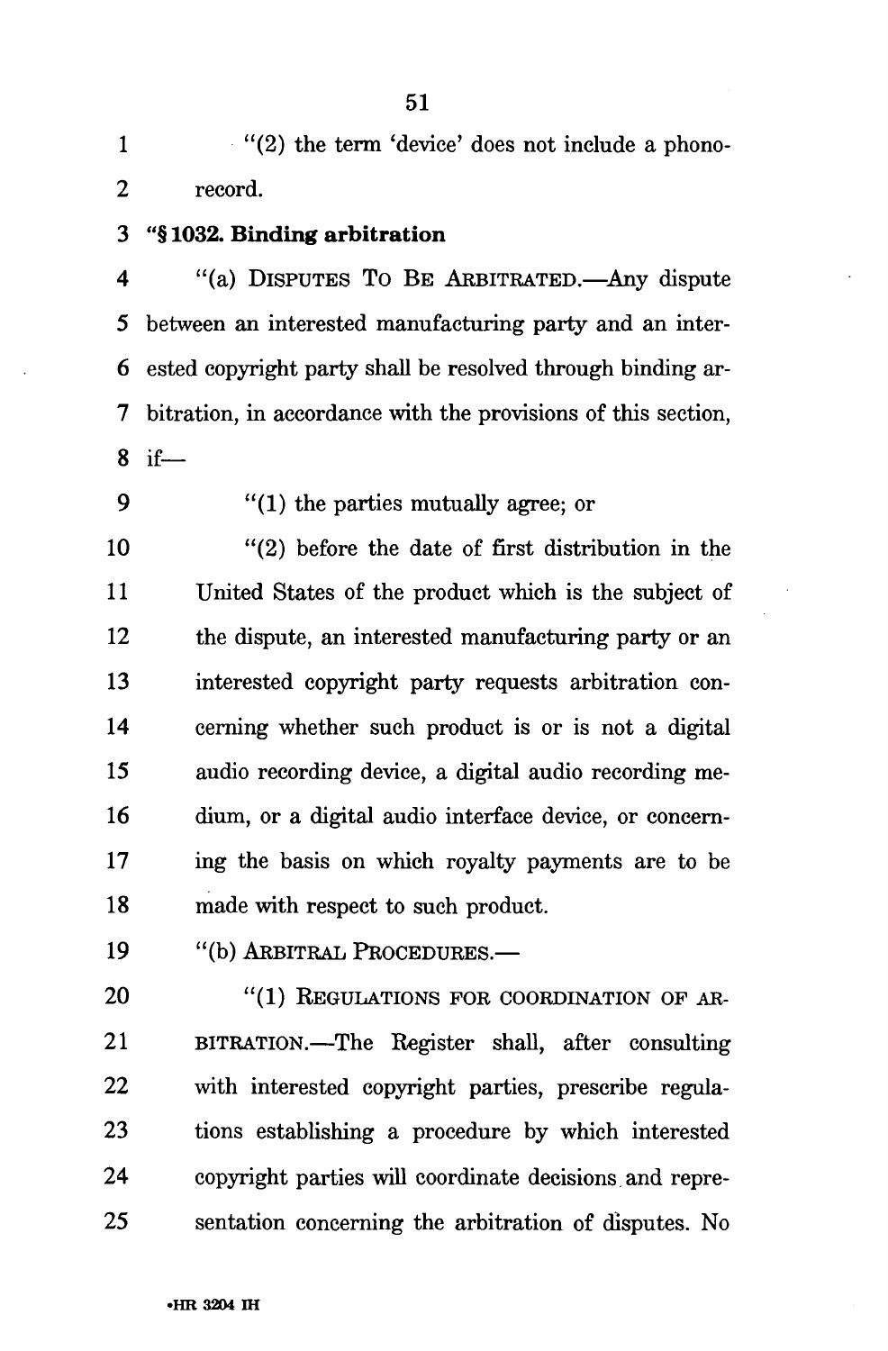"(2) the term 'device' does not include a phonorecord.

**"§ 1032. Binding arbitration**

"(a) DISPUTES TO BE ARBITRATED.—Any dispute between an interested manufacturing party and an interested copyright party shall be resolved through binding arbitration, in accordance with the provisions of this section, if—

"(1) the parties mutually agree; or

"(2) before the date of first distribution in the United States of the product which is the subject of the dispute, an interested manufacturing party or an interested copyright party requests arbitration concerning whether such product is or is not a digital audio recording device, a digital audio recording medium, or a digital audio interface device, or concerning the basis on which royalty payments are to be made with respect to such product.

"(b) ARBITRAL PROCEDURES.—

"(1) REGULATIONS FOR COORDINATION OF ARBITRATION.—The Register shall, after consulting with interested copyright parties, prescribe regulations establishing a procedure by which interested copyright parties will coordinate decisions and representation concerning the arbitration of disputes. No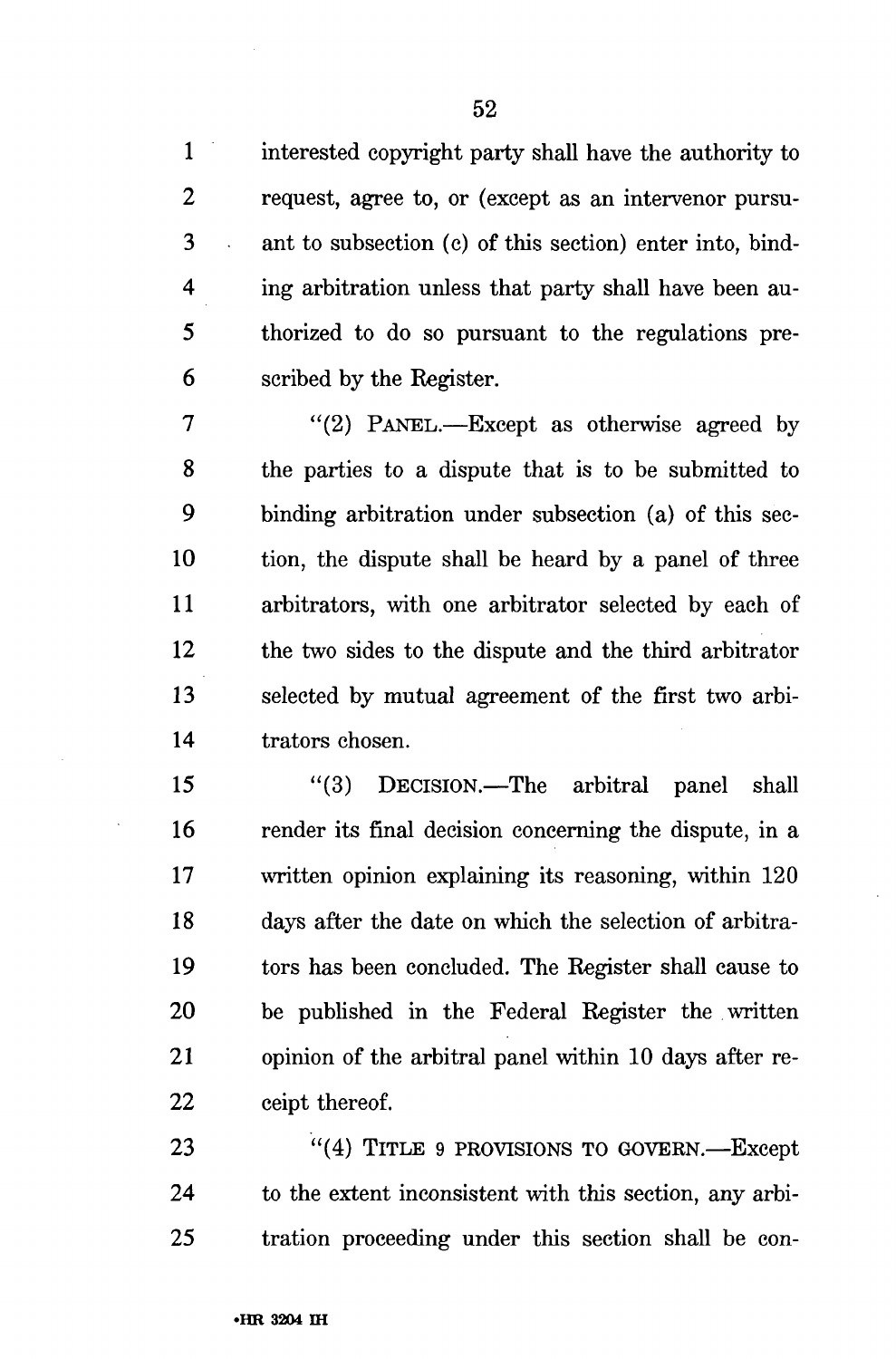interested copyright party shall have the authority to request, agree to, or (except as an intervenor pursuant to subsection (c) of this section) enter into, binding arbitration unless that party shall have been authorized to do so pursuant to the regulations prescribed by the Register.

"(2) PANEL.—Except as otherwise agreed by the parties to a dispute that is to be submitted to binding arbitration under subsection (a) of this section, the dispute shall be heard by a panel of three arbitrators, with one arbitrator selected by each of the two sides to the dispute and the third arbitrator selected by mutual agreement of the first two arbitrators chosen.

"(3) DECISION.—The arbitral panel shall render its final decision concerning the dispute, in a written opinion explaining its reasoning, within 120 days after the date on which the selection of arbitrators has been concluded. The Register shall cause to be published in the Federal Register the written opinion of the arbitral panel within 10 days after receipt thereof.

"(4) TITLE 9 PROVISIONS TO GOVERN.—Except to the extent inconsistent with this section, any arbitration proceeding under this section shall be con-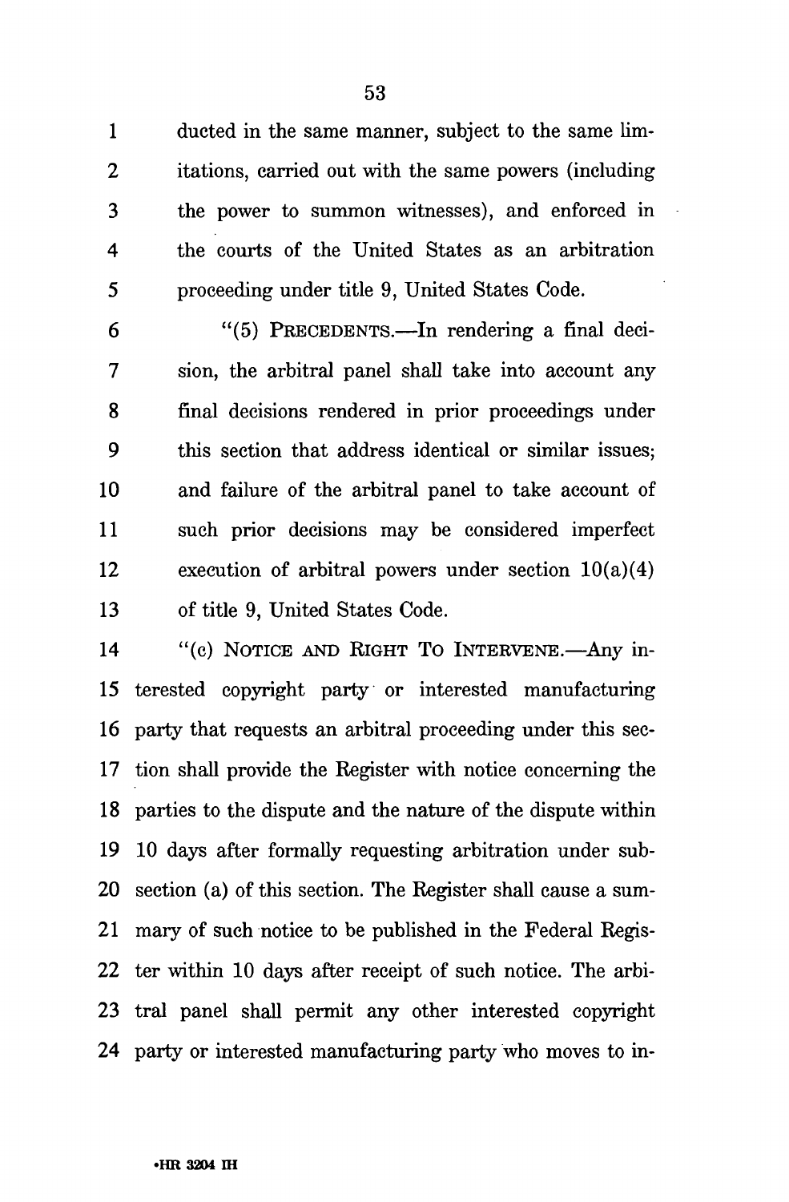ducted in the same manner, subject to the same limitations, carried out with the same powers (including the power to summon witnesses), and enforced in the courts of the United States as an arbitration proceeding under title 9, United States Code.

"(5) PRECEDENTS.—In rendering a final decision, the arbitral panel shall take into account any final decisions rendered in prior proceedings under this section that address identical or similar issues; and failure of the arbitral panel to take account of such prior decisions may be considered imperfect execution of arbitral powers under section 10(a)(4) of title 9, United States Code.

"(c) NOTICE AND RIGHT TO INTERVENE.—Any interested copyright party or interested manufacturing party that requests an arbitral proceeding under this section shall provide the Register with notice concerning the parties to the dispute and the nature of the dispute within 10 days after formally requesting arbitration under subsection (a) of this section. The Register shall cause a summary of such notice to be published in the Federal Register within 10 days after receipt of such notice. The arbitral panel shall permit any other interested copyright party or interested manufacturing party who moves to in-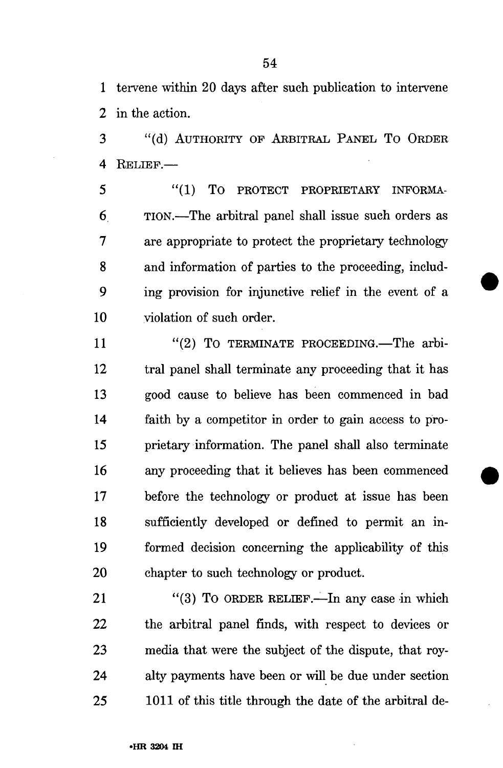tervene within 20 days after such publication to intervene in the action.

"(d) AUTHORITY OF ARBITRAL PANEL TO ORDER RELIEF.—

"(1) TO PROTECT PROPRIETARY INFORMATION.—The arbitral panel shall issue such orders as are appropriate to protect the proprietary technology and information of parties to the proceeding, including provision for injunctive relief in the event of a violation of such order.

"(2) TO TERMINATE PROCEEDING.—The arbitral panel shall terminate any proceeding that it has good cause to believe has been commenced in bad faith by a competitor in order to gain access to proprietary information. The panel shall also terminate any proceeding that it believes has been commenced before the technology or product at issue has been sufficiently developed or defined to permit an informed decision concerning the applicability of this chapter to such technology or product.

"(3) TO ORDER RELIEF.—In any case in which the arbitral panel finds, with respect to devices or media that were the subject of the dispute, that royalty payments have been or will be due under section 1011 of this title through the date of the arbitral de-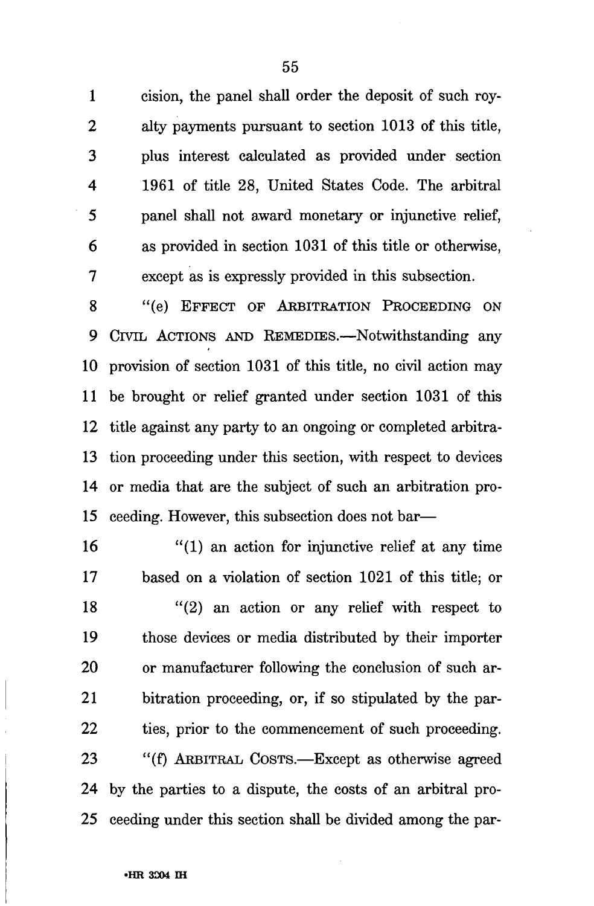cision, the panel shall order the deposit of such royalty payments pursuant to section 1013 of this title, plus interest calculated as provided under section 1961 of title 28, United States Code. The arbitral panel shall not award monetary or injunctive relief, as provided in section 1031 of this title or otherwise, except as is expressly provided in this subsection.

"(e) EFFECT OF ARBITRATION PROCEEDING ON CIVIL ACTIONS AND REMEDIES.—Notwithstanding any provision of section 1031 of this title, no civil action may be brought or relief granted under section 1031 of this title against any party to an ongoing or completed arbitration proceeding under this section, with respect to devices or media that are the subject of such an arbitration proceeding. However, this subsection does not bar—

"(1) an action for injunctive relief at any time based on a violation of section 1021 of this title; or

"(2) an action or any relief with respect to those devices or media distributed by their importer or manufacturer following the conclusion of such arbitration proceeding, or, if so stipulated by the parties, prior to the commencement of such proceeding.

"(f) ARBITRAL COSTS.—Except as otherwise agreed by the parties to a dispute, the costs of an arbitral proceeding under this section shall be divided among the par-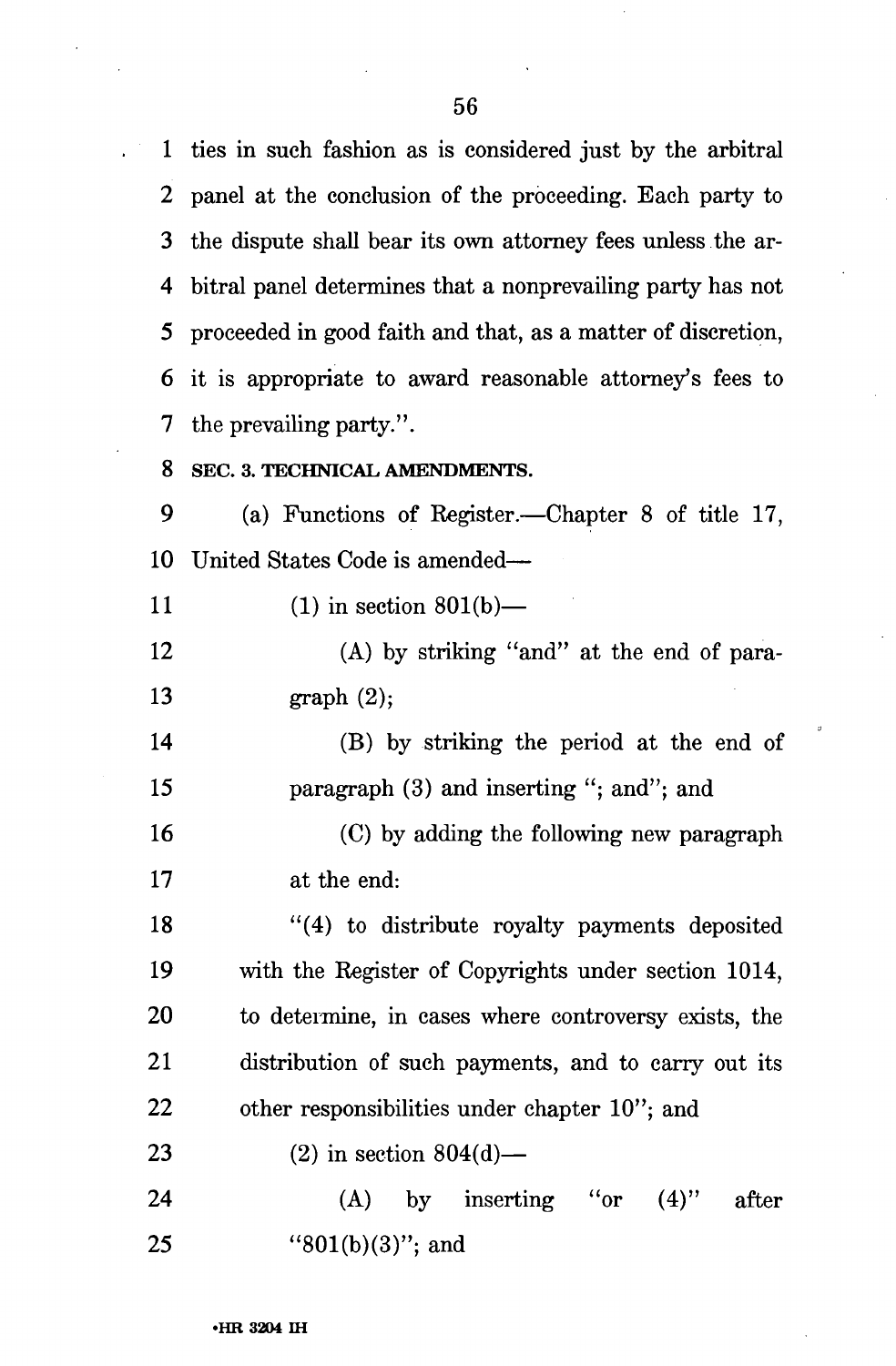ties in such fashion as is considered just by the arbitral panel at the conclusion of the proceeding. Each party to the dispute shall bear its own attorney fees unless the arbitral panel determines that a nonprevailing party has not proceeded in good faith and that, as a matter of discretion, it is appropriate to award reasonable attorney's fees to the prevailing party.".

**SEC. 3. TECHNICAL AMENDMENTS.**

(a) Functions of Register.—Chapter 8 of title 17, United States Code is amended—

(1) in section 801(b)—

(A) by striking "and" at the end of paragraph (2);

(B) by striking the period at the end of paragraph (3) and inserting "; and"; and

(C) by adding the following new paragraph at the end:

"(4) to distribute royalty payments deposited with the Register of Copyrights under section 1014, to determine, in cases where controversy exists, the distribution of such payments, and to carry out its other responsibilities under chapter 10"; and

(2) in section 804(d)—

(A) by inserting "or (4)" after "801(b)(3)"; and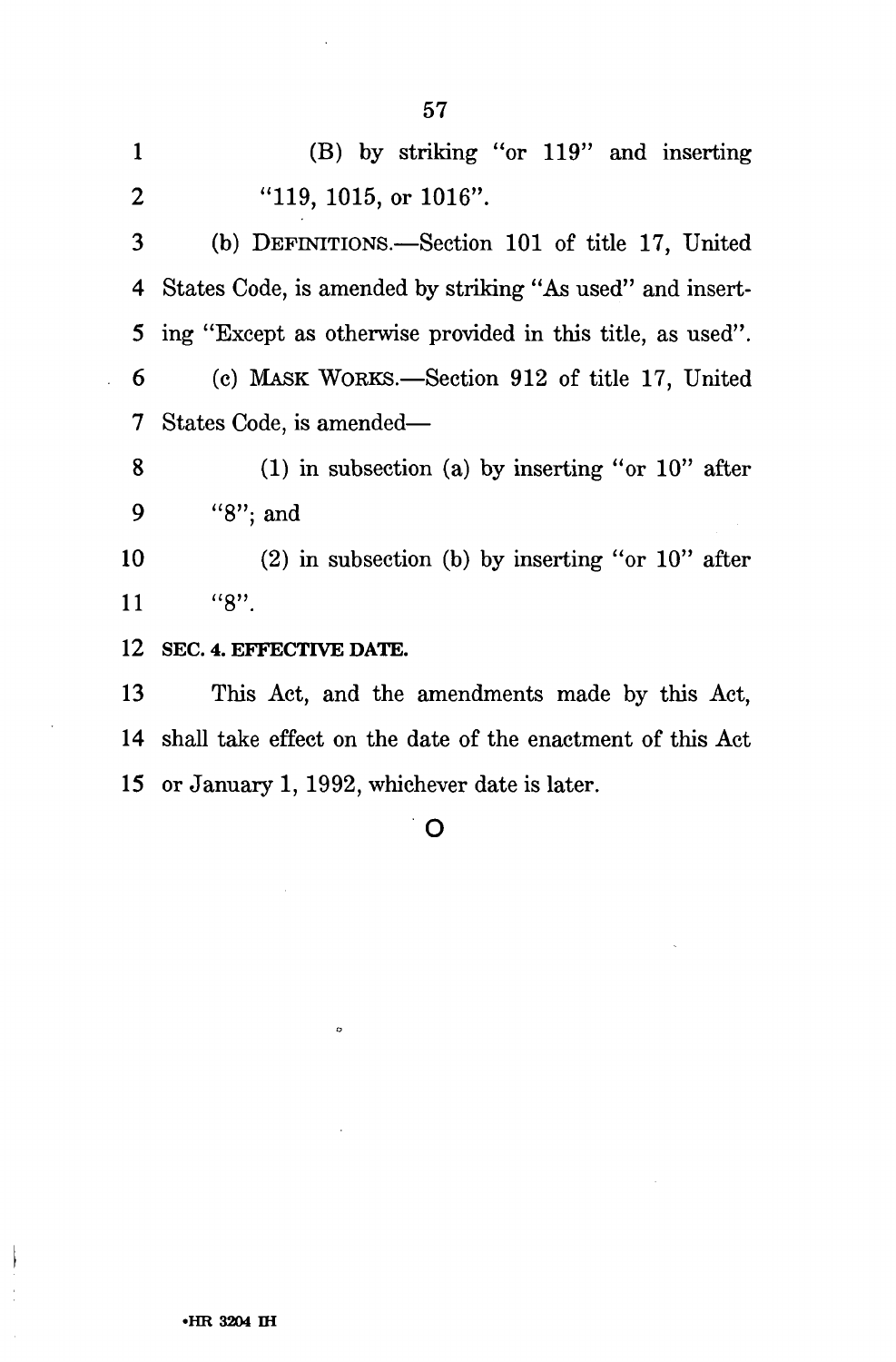(B) by striking "or 119" and inserting "119, 1015, or 1016".

(b) DEFINITIONS.—Section 101 of title 17, United States Code, is amended by striking "As used" and inserting "Except as otherwise provided in this title, as used".

(c) MASK WORKS.—Section 912 of title 17, United States Code, is amended—

(1) in subsection (a) by inserting "or 10" after "8"; and

(2) in subsection (b) by inserting "or 10" after "8".

**SEC. 4. EFFECTIVE DATE.**

This Act, and the amendments made by this Act, shall take effect on the date of the enactment of this Act or January 1, 1992, whichever date is later.